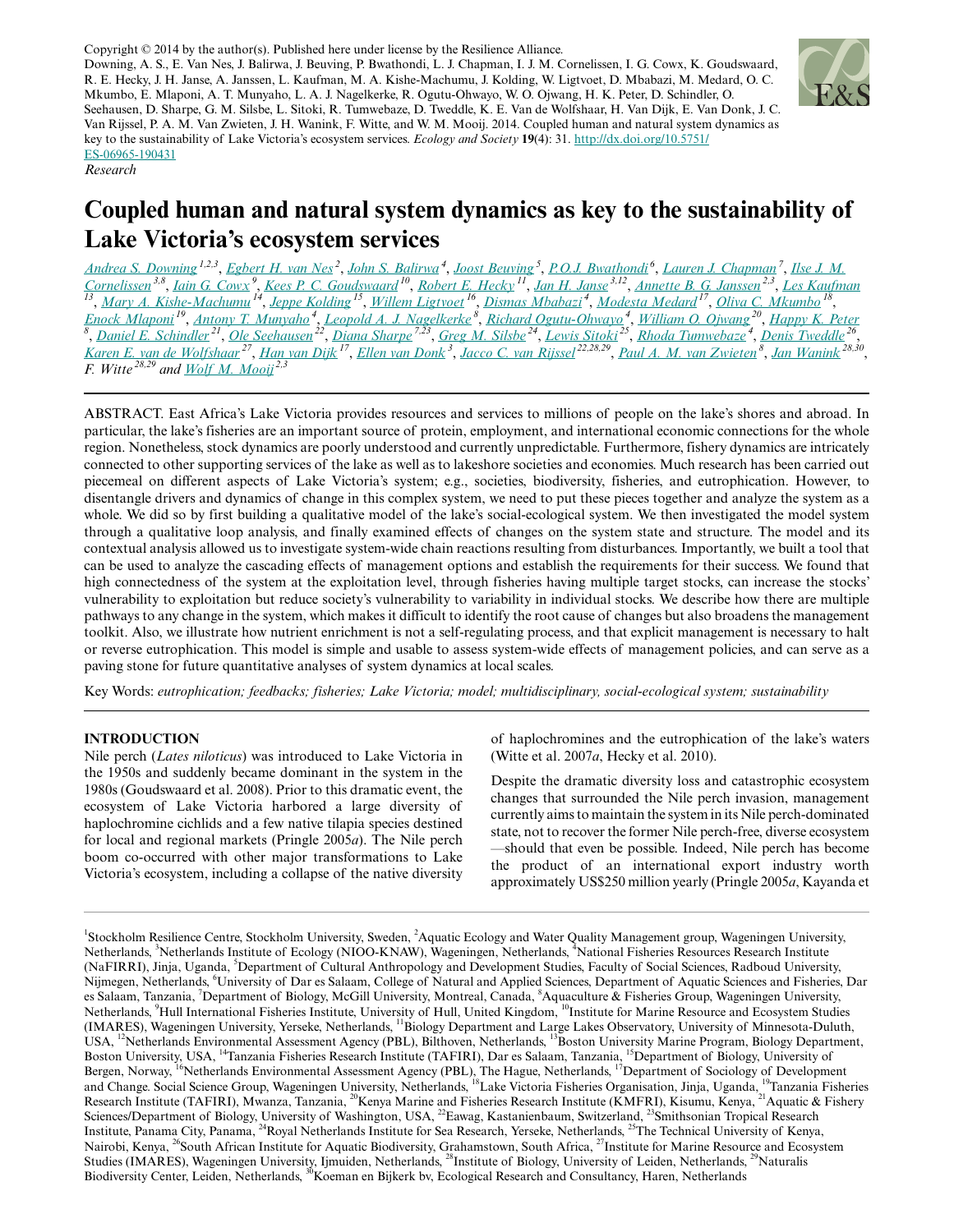Copyright © 2014 by the author(s). Published here under license by the Resilience Alliance.
Downing, A. S., E. Van Nes, J. Balirwa, J. Beuving, P. Bwathondi, L. J. Chapman, I. J. M. Cornelissen, I. G. Cowx, K. Goudswaard, R. E. Hecky, J. H. Janse, A. Janssen, L. Kaufman, M. A. Kishe-Machumu, J. Kolding, W. Ligtvoet, D. Mbabazi, M. Medard, O. C. Mkumbo, E. Mlaponi, A. T. Munyaho, L. A. J. Nagelkerke, R. Ogutu-Ohwayo, W. O. Ojwang, H. K. Peter, D. Schindler, O. Seehausen, D. Sharpe, G. M. Silsbe, L. Sitoki, R. Tumwebaze, D. Tweddle, K. E. Van de Wolfshaar, H. Van Dijk, E. Van Donk, J. C. Van Rijssel, P. A. M. Van Zwieten, J. H. Wanink, F. Witte, and W. M. Mooij. 2014. Coupled human and natural system dynamics as key to the sustainability of Lake Victoria's ecosystem services. *Ecology and Society* **19**(4): 31. http://dx.doi.org/10.5751/ES-06965-190431

*Research*

# Coupled human and natural system dynamics as key to the sustainability of Lake Victoria's ecosystem services

Andrea S. Downing[1,2,3], Egbert H. van Nes[2], John S. Balirwa[4], Joost Beuving[5], P.O.J. Bwathondi[6], Lauren J. Chapman[7], Ilse J. M. Cornelissen[3,8], Iain G. Cowx[9], Kees P. C. Goudswaard[10], Robert E. Hecky[11], Jan H. Janse[3,12], Annette B. G. Janssen[2,3], Les Kaufman[13], Mary A. Kishe-Machumu[14], Jeppe Kolding[15], Willem Ligtvoet[16], Dismas Mbabazi[4], Modesta Medard[17], Oliva C. Mkumbo[18], Enock Mlaponi[19], Antony T. Munyaho[4], Leopold A. J. Nagelkerke[8], Richard Ogutu-Ohwayo[4], William O. Ojwang[20], Happy K. Peter[8], Daniel E. Schindler[21], Ole Seehausen[22], Diana Sharpe[7,23], Greg M. Silsbe[24], Lewis Sitoki[25], Rhoda Tumwebaze[4], Denis Tweddle[26], Karen E. van de Wolfshaar[27], Han van Dijk[17], Ellen van Donk[3], Jacco C. van Rijssel[22,28,29], Paul A. M. van Zwieten[8], Jan Wanink[28,30], F. Witte[28,29] and Wolf M. Mooij[2,3]

ABSTRACT. East Africa's Lake Victoria provides resources and services to millions of people on the lake's shores and abroad. In particular, the lake's fisheries are an important source of protein, employment, and international economic connections for the whole region. Nonetheless, stock dynamics are poorly understood and currently unpredictable. Furthermore, fishery dynamics are intricately connected to other supporting services of the lake as well as to lakeshore societies and economies. Much research has been carried out piecemeal on different aspects of Lake Victoria's system; e.g., societies, biodiversity, fisheries, and eutrophication. However, to disentangle drivers and dynamics of change in this complex system, we need to put these pieces together and analyze the system as a whole. We did so by first building a qualitative model of the lake's social-ecological system. We then investigated the model system through a qualitative loop analysis, and finally examined effects of changes on the system state and structure. The model and its contextual analysis allowed us to investigate system-wide chain reactions resulting from disturbances. Importantly, we built a tool that can be used to analyze the cascading effects of management options and establish the requirements for their success. We found that high connectedness of the system at the exploitation level, through fisheries having multiple target stocks, can increase the stocks' vulnerability to exploitation but reduce society's vulnerability to variability in individual stocks. We describe how there are multiple pathways to any change in the system, which makes it difficult to identify the root cause of changes but also broadens the management toolkit. Also, we illustrate how nutrient enrichment is not a self-regulating process, and that explicit management is necessary to halt or reverse eutrophication. This model is simple and usable to assess system-wide effects of management policies, and can serve as a paving stone for future quantitative analyses of system dynamics at local scales.

Key Words: *eutrophication; feedbacks; fisheries; Lake Victoria; model; multidisciplinary, social-ecological system; sustainability*

## INTRODUCTION

Nile perch (*Lates niloticus*) was introduced to Lake Victoria in the 1950s and suddenly became dominant in the system in the 1980s (Goudswaard et al. 2008). Prior to this dramatic event, the ecosystem of Lake Victoria harbored a large diversity of haplochromine cichlids and a few native tilapia species destined for local and regional markets (Pringle 2005*a*). The Nile perch boom co-occurred with other major transformations to Lake Victoria's ecosystem, including a collapse of the native diversity of haplochromines and the eutrophication of the lake's waters (Witte et al. 2007*a*, Hecky et al. 2010).

Despite the dramatic diversity loss and catastrophic ecosystem changes that surrounded the Nile perch invasion, management currently aims to maintain the system in its Nile perch-dominated state, not to recover the former Nile perch-free, diverse ecosystem—should that even be possible. Indeed, Nile perch has become the product of an international export industry worth approximately US$250 million yearly (Pringle 2005*a*, Kayanda et

[1]Stockholm Resilience Centre, Stockholm University, Sweden, [2]Aquatic Ecology and Water Quality Management group, Wageningen University, Netherlands, [3]Netherlands Institute of Ecology (NIOO-KNAW), Wageningen, Netherlands, [4]National Fisheries Resources Research Institute (NaFIRRI), Jinja, Uganda, [5]Department of Cultural Anthropology and Development Studies, Faculty of Social Sciences, Radboud University, Nijmegen, Netherlands, [6]University of Dar es Salaam, College of Natural and Applied Sciences, Department of Aquatic Sciences and Fisheries, Dar es Salaam, Tanzania, [7]Department of Biology, McGill University, Montreal, Canada, [8]Aquaculture & Fisheries Group, Wageningen University, Netherlands, [9]Hull International Fisheries Institute, University of Hull, United Kingdom, [10]Institute for Marine Resource and Ecosystem Studies (IMARES), Wageningen University, Yerseke, Netherlands, [11]Biology Department and Large Lakes Observatory, University of Minnesota-Duluth, USA, [12]Netherlands Environmental Assessment Agency (PBL), Bilthoven, Netherlands, [13]Boston University Marine Program, Biology Department, Boston University, USA, [14]Tanzania Fisheries Research Institute (TAFIRI), Dar es Salaam, Tanzania, [15]Department of Biology, University of Bergen, Norway, [16]Netherlands Environmental Assessment Agency (PBL), The Hague, Netherlands, [17]Department of Sociology of Development and Change. Social Science Group, Wageningen University, Netherlands, [18]Lake Victoria Fisheries Organisation, Jinja, Uganda, [19]Tanzania Fisheries Research Institute (TAFIRI), Mwanza, Tanzania, [20]Kenya Marine and Fisheries Research Institute (KMFRI), Kisumu, Kenya, [21]Aquatic & Fishery Sciences/Department of Biology, University of Washington, USA, [22]Eawag, Kastanienbaum, Switzerland, [23]Smithsonian Tropical Research Institute, Panama City, Panama, [24]Royal Netherlands Institute for Sea Research, Yerseke, Netherlands, [25]The Technical University of Kenya, Nairobi, Kenya, [26]South African Institute for Aquatic Biodiversity, Grahamstown, South Africa, [27]Institute for Marine Resource and Ecosystem Studies (IMARES), Wageningen University, Ijmuiden, Netherlands, [28]Institute of Biology, University of Leiden, Netherlands, [29]Naturalis Biodiversity Center, Leiden, Netherlands, [30]Koeman en Bijkerk bv, Ecological Research and Consultancy, Haren, Netherlands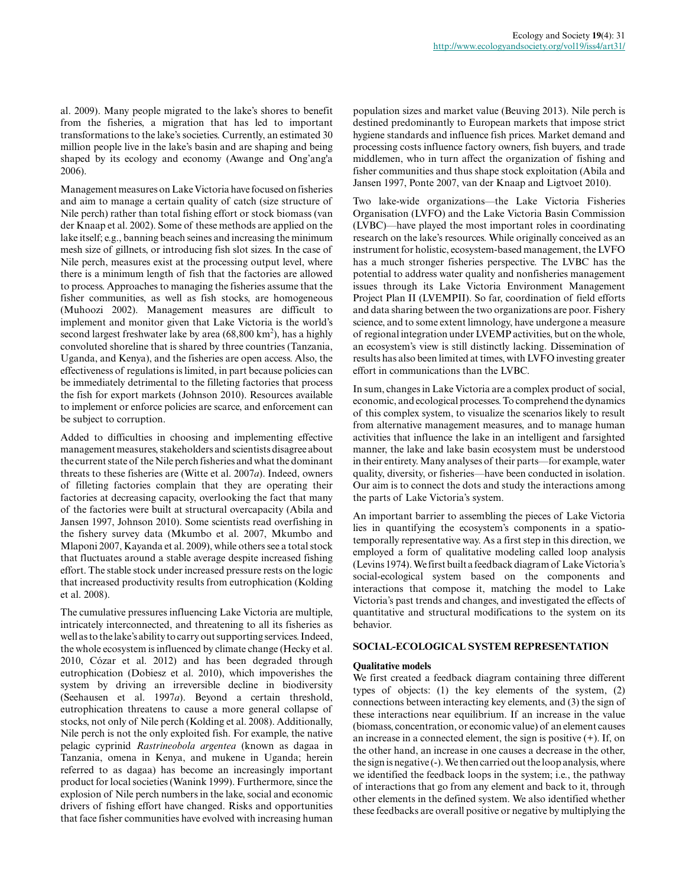al. 2009). Many people migrated to the lake's shores to benefit from the fisheries, a migration that has led to important transformations to the lake's societies. Currently, an estimated 30 million people live in the lake's basin and are shaping and being shaped by its ecology and economy (Awange and Ong'ang'a 2006).

Management measures on Lake Victoria have focused on fisheries and aim to manage a certain quality of catch (size structure of Nile perch) rather than total fishing effort or stock biomass (van der Knaap et al. 2002). Some of these methods are applied on the lake itself; e.g., banning beach seines and increasing the minimum mesh size of gillnets, or introducing fish slot sizes. In the case of Nile perch, measures exist at the processing output level, where there is a minimum length of fish that the factories are allowed to process. Approaches to managing the fisheries assume that the fisher communities, as well as fish stocks, are homogeneous (Muhoozi 2002). Management measures are difficult to implement and monitor given that Lake Victoria is the world's second largest freshwater lake by area (68,800 $km^2$), has a highly convoluted shoreline that is shared by three countries (Tanzania, Uganda, and Kenya), and the fisheries are open access. Also, the effectiveness of regulations is limited, in part because policies can be immediately detrimental to the filleting factories that process the fish for export markets (Johnson 2010). Resources available to implement or enforce policies are scarce, and enforcement can be subject to corruption.

Added to difficulties in choosing and implementing effective management measures, stakeholders and scientists disagree about the current state of the Nile perch fisheries and what the dominant threats to these fisheries are (Witte et al. 2007*a*). Indeed, owners of filleting factories complain that they are operating their factories at decreasing capacity, overlooking the fact that many of the factories were built at structural overcapacity (Abila and Jansen 1997, Johnson 2010). Some scientists read overfishing in the fishery survey data (Mkumbo et al. 2007, Mkumbo and Mlaponi 2007, Kayanda et al. 2009), while others see a total stock that fluctuates around a stable average despite increased fishing effort. The stable stock under increased pressure rests on the logic that increased productivity results from eutrophication (Kolding et al. 2008).

The cumulative pressures influencing Lake Victoria are multiple, intricately interconnected, and threatening to all its fisheries as well as to the lake's ability to carry out supporting services. Indeed, the whole ecosystem is influenced by climate change (Hecky et al. 2010, Cózar et al. 2012) and has been degraded through eutrophication (Dobiesz et al. 2010), which impoverishes the system by driving an irreversible decline in biodiversity (Seehausen et al. 1997*a*). Beyond a certain threshold, eutrophication threatens to cause a more general collapse of stocks, not only of Nile perch (Kolding et al. 2008). Additionally, Nile perch is not the only exploited fish. For example, the native pelagic cyprinid *Rastrineobola argentea* (known as dagaa in Tanzania, omena in Kenya, and mukene in Uganda; herein referred to as dagaa) has become an increasingly important product for local societies (Wanink 1999). Furthermore, since the explosion of Nile perch numbers in the lake, social and economic drivers of fishing effort have changed. Risks and opportunities that face fisher communities have evolved with increasing human population sizes and market value (Beuving 2013). Nile perch is destined predominantly to European markets that impose strict hygiene standards and influence fish prices. Market demand and processing costs influence factory owners, fish buyers, and trade middlemen, who in turn affect the organization of fishing and fisher communities and thus shape stock exploitation (Abila and Jansen 1997, Ponte 2007, van der Knaap and Ligtvoet 2010).

Two lake-wide organizations—the Lake Victoria Fisheries Organisation (LVFO) and the Lake Victoria Basin Commission (LVBC)—have played the most important roles in coordinating research on the lake's resources. While originally conceived as an instrument for holistic, ecosystem-based management, the LVFO has a much stronger fisheries perspective. The LVBC has the potential to address water quality and nonfisheries management issues through its Lake Victoria Environment Management Project Plan II (LVEMPII). So far, coordination of field efforts and data sharing between the two organizations are poor. Fishery science, and to some extent limnology, have undergone a measure of regional integration under LVEMP activities, but on the whole, an ecosystem's view is still distinctly lacking. Dissemination of results has also been limited at times, with LVFO investing greater effort in communications than the LVBC.

In sum, changes in Lake Victoria are a complex product of social, economic, and ecological processes. To comprehend the dynamics of this complex system, to visualize the scenarios likely to result from alternative management measures, and to manage human activities that influence the lake in an intelligent and farsighted manner, the lake and lake basin ecosystem must be understood in their entirety. Many analyses of their parts—for example, water quality, diversity, or fisheries—have been conducted in isolation. Our aim is to connect the dots and study the interactions among the parts of Lake Victoria's system.

An important barrier to assembling the pieces of Lake Victoria lies in quantifying the ecosystem's components in a spatio-temporally representative way. As a first step in this direction, we employed a form of qualitative modeling called loop analysis (Levins 1974). We first built a feedback diagram of Lake Victoria's social-ecological system based on the components and interactions that compose it, matching the model to Lake Victoria's past trends and changes, and investigated the effects of quantitative and structural modifications to the system on its behavior.

## SOCIAL-ECOLOGICAL SYSTEM REPRESENTATION

### Qualitative models

We first created a feedback diagram containing three different types of objects: (1) the key elements of the system, (2) connections between interacting key elements, and (3) the sign of these interactions near equilibrium. If an increase in the value (biomass, concentration, or economic value) of an element causes an increase in a connected element, the sign is positive (+). If, on the other hand, an increase in one causes a decrease in the other, the sign is negative (-). We then carried out the loop analysis, where we identified the feedback loops in the system; i.e., the pathway of interactions that go from any element and back to it, through other elements in the defined system. We also identified whether these feedbacks are overall positive or negative by multiplying the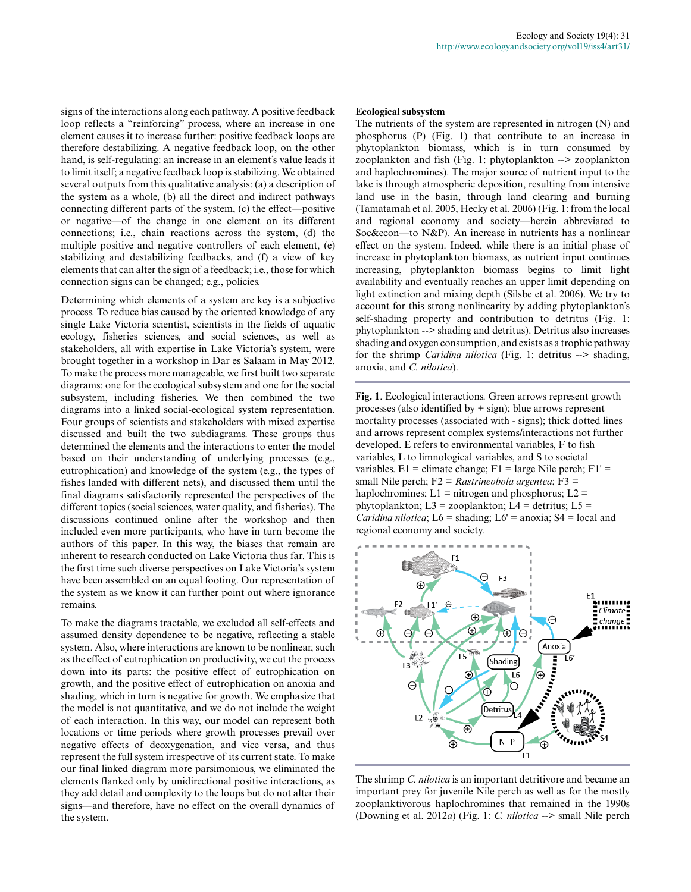signs of the interactions along each pathway. A positive feedback loop reflects a "reinforcing" process, where an increase in one element causes it to increase further: positive feedback loops are therefore destabilizing. A negative feedback loop, on the other hand, is self-regulating: an increase in an element's value leads it to limit itself; a negative feedback loop is stabilizing. We obtained several outputs from this qualitative analysis: (a) a description of the system as a whole, (b) all the direct and indirect pathways connecting different parts of the system, (c) the effect—positive or negative—of the change in one element on its different connections; i.e., chain reactions across the system, (d) the multiple positive and negative controllers of each element, (e) stabilizing and destabilizing feedbacks, and (f) a view of key elements that can alter the sign of a feedback; i.e., those for which connection signs can be changed; e.g., policies.

Determining which elements of a system are key is a subjective process. To reduce bias caused by the oriented knowledge of any single Lake Victoria scientist, scientists in the fields of aquatic ecology, fisheries sciences, and social sciences, as well as stakeholders, all with expertise in Lake Victoria's system, were brought together in a workshop in Dar es Salaam in May 2012. To make the process more manageable, we first built two separate diagrams: one for the ecological subsystem and one for the social subsystem, including fisheries. We then combined the two diagrams into a linked social-ecological system representation. Four groups of scientists and stakeholders with mixed expertise discussed and built the two subdiagrams. These groups thus determined the elements and the interactions to enter the model based on their understanding of underlying processes (e.g., eutrophication) and knowledge of the system (e.g., the types of fishes landed with different nets), and discussed them until the final diagrams satisfactorily represented the perspectives of the different topics (social sciences, water quality, and fisheries). The discussions continued online after the workshop and then included even more participants, who have in turn become the authors of this paper. In this way, the biases that remain are inherent to research conducted on Lake Victoria thus far. This is the first time such diverse perspectives on Lake Victoria's system have been assembled on an equal footing. Our representation of the system as we know it can further point out where ignorance remains.

To make the diagrams tractable, we excluded all self-effects and assumed density dependence to be negative, reflecting a stable system. Also, where interactions are known to be nonlinear, such as the effect of eutrophication on productivity, we cut the process down into its parts: the positive effect of eutrophication on growth, and the positive effect of eutrophication on anoxia and shading, which in turn is negative for growth. We emphasize that the model is not quantitative, and we do not include the weight of each interaction. In this way, our model can represent both locations or time periods where growth processes prevail over negative effects of deoxygenation, and vice versa, and thus represent the full system irrespective of its current state. To make our final linked diagram more parsimonious, we eliminated the elements flanked only by unidirectional positive interactions, as they add detail and complexity to the loops but do not alter their signs—and therefore, have no effect on the overall dynamics of the system.

### Ecological subsystem

The nutrients of the system are represented in nitrogen (N) and phosphorus (P) (Fig. 1) that contribute to an increase in phytoplankton biomass, which is in turn consumed by zooplankton and fish (Fig. 1: phytoplankton --> zooplankton and haplochromines). The major source of nutrient input to the lake is through atmospheric deposition, resulting from intensive land use in the basin, through land clearing and burning (Tamatamah et al. 2005, Hecky et al. 2006) (Fig. 1: from the local and regional economy and society—herein abbreviated to Soc&econ—to N&P). An increase in nutrients has a nonlinear effect on the system. Indeed, while there is an initial phase of increase in phytoplankton biomass, as nutrient input continues increasing, phytoplankton biomass begins to limit light availability and eventually reaches an upper limit depending on light extinction and mixing depth (Silsbe et al. 2006). We try to account for this strong nonlinearity by adding phytoplankton's self-shading property and contribution to detritus (Fig. 1: phytoplankton --> shading and detritus). Detritus also increases shading and oxygen consumption, and exists as a trophic pathway for the shrimp *Caridina nilotica* (Fig. 1: detritus --> shading, anoxia, and *C. nilotica*).

**Fig. 1**. Ecological interactions. Green arrows represent growth processes (also identified by + sign); blue arrows represent mortality processes (associated with - signs); thick dotted lines and arrows represent complex systems/interactions not further developed. E refers to environmental variables, F to fish variables, L to limnological variables, and S to societal variables. E1 = climate change; F1 = large Nile perch; F1' = small Nile perch; F2 = *Rastrineobola argentea*; F3 = haplochromines; L1 = nitrogen and phosphorus; L2 = phytoplankton; L3 = zooplankton; L4 = detritus; L5 = *Caridina nilotica*; L6 = shading; L6' = anoxia; S4 = local and regional economy and society.

The shrimp *C. nilotica* is an important detritivore and became an important prey for juvenile Nile perch as well as for the mostly zooplanktivorous haplochromines that remained in the 1990s (Downing et al. 2012*a*) (Fig. 1: *C. nilotica* --> small Nile perch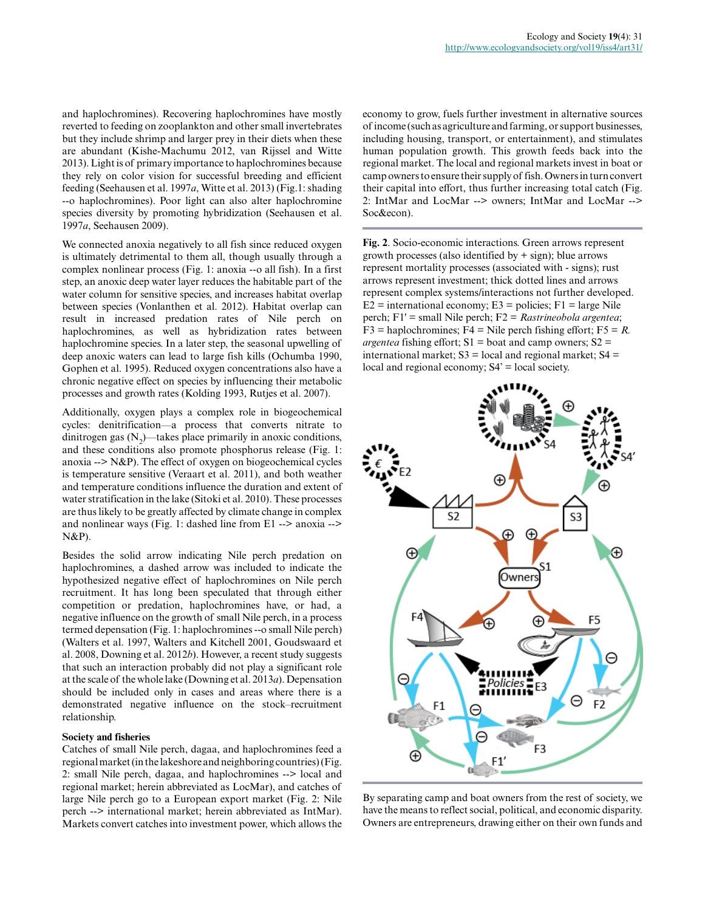and haplochromines). Recovering haplochromines have mostly reverted to feeding on zooplankton and other small invertebrates but they include shrimp and larger prey in their diets when these are abundant (Kishe-Machumu 2012, van Rijssel and Witte 2013). Light is of primary importance to haplochromines because they rely on color vision for successful breeding and efficient feeding (Seehausen et al. 1997*a*, Witte et al. 2013) (Fig.1: shading --o haplochromines). Poor light can also alter haplochromine species diversity by promoting hybridization (Seehausen et al. 1997*a*, Seehausen 2009).

We connected anoxia negatively to all fish since reduced oxygen is ultimately detrimental to them all, though usually through a complex nonlinear process (Fig. 1: anoxia --o all fish). In a first step, an anoxic deep water layer reduces the habitable part of the water column for sensitive species, and increases habitat overlap between species (Vonlanthen et al. 2012). Habitat overlap can result in increased predation rates of Nile perch on haplochromines, as well as hybridization rates between haplochromine species. In a later step, the seasonal upwelling of deep anoxic waters can lead to large fish kills (Ochumba 1990, Gophen et al. 1995). Reduced oxygen concentrations also have a chronic negative effect on species by influencing their metabolic processes and growth rates (Kolding 1993, Rutjes et al. 2007).

Additionally, oxygen plays a complex role in biogeochemical cycles: denitrification—a process that converts nitrate to dinitrogen gas ($N_2$)—takes place primarily in anoxic conditions, and these conditions also promote phosphorus release (Fig. 1: anoxia --> N&P). The effect of oxygen on biogeochemical cycles is temperature sensitive (Veraart et al. 2011), and both weather and temperature conditions influence the duration and extent of water stratification in the lake (Sitoki et al. 2010). These processes are thus likely to be greatly affected by climate change in complex and nonlinear ways (Fig. 1: dashed line from E1 --> anoxia --> N&P).

Besides the solid arrow indicating Nile perch predation on haplochromines, a dashed arrow was included to indicate the hypothesized negative effect of haplochromines on Nile perch recruitment. It has long been speculated that through either competition or predation, haplochromines have, or had, a negative influence on the growth of small Nile perch, in a process termed depensation (Fig. 1: haplochromines --o small Nile perch) (Walters et al. 1997, Walters and Kitchell 2001, Goudswaard et al. 2008, Downing et al. 2012*b*). However, a recent study suggests that such an interaction probably did not play a significant role at the scale of the whole lake (Downing et al. 2013*a*). Depensation should be included only in cases and areas where there is a demonstrated negative influence on the stock–recruitment relationship.

### Society and fisheries

Catches of small Nile perch, dagaa, and haplochromines feed a regional market (in the lakeshore and neighboring countries) (Fig. 2: small Nile perch, dagaa, and haplochromines --> local and regional market; herein abbreviated as LocMar), and catches of large Nile perch go to a European export market (Fig. 2: Nile perch --> international market; herein abbreviated as IntMar). Markets convert catches into investment power, which allows the economy to grow, fuels further investment in alternative sources of income (such as agriculture and farming, or support businesses, including housing, transport, or entertainment), and stimulates human population growth. This growth feeds back into the regional market. The local and regional markets invest in boat or camp owners to ensure their supply of fish. Owners in turn convert their capital into effort, thus further increasing total catch (Fig. 2: IntMar and LocMar --> owners; IntMar and LocMar --> Soc&econ).

**Fig. 2**. Socio-economic interactions. Green arrows represent growth processes (also identified by + sign); blue arrows represent mortality processes (associated with - signs); rust arrows represent investment; thick dotted lines and arrows represent complex systems/interactions not further developed. E2 = international economy; E3 = policies; F1 = large Nile perch; F1' = small Nile perch; F2 = *Rastrineobola argentea*; F3 = haplochromines; F4 = Nile perch fishing effort; F5 = *R. argentea* fishing effort; S1 = boat and camp owners; S2 = international market; S3 = local and regional market; S4 = local and regional economy; S4' = local society.

By separating camp and boat owners from the rest of society, we have the means to reflect social, political, and economic disparity. Owners are entrepreneurs, drawing either on their own funds and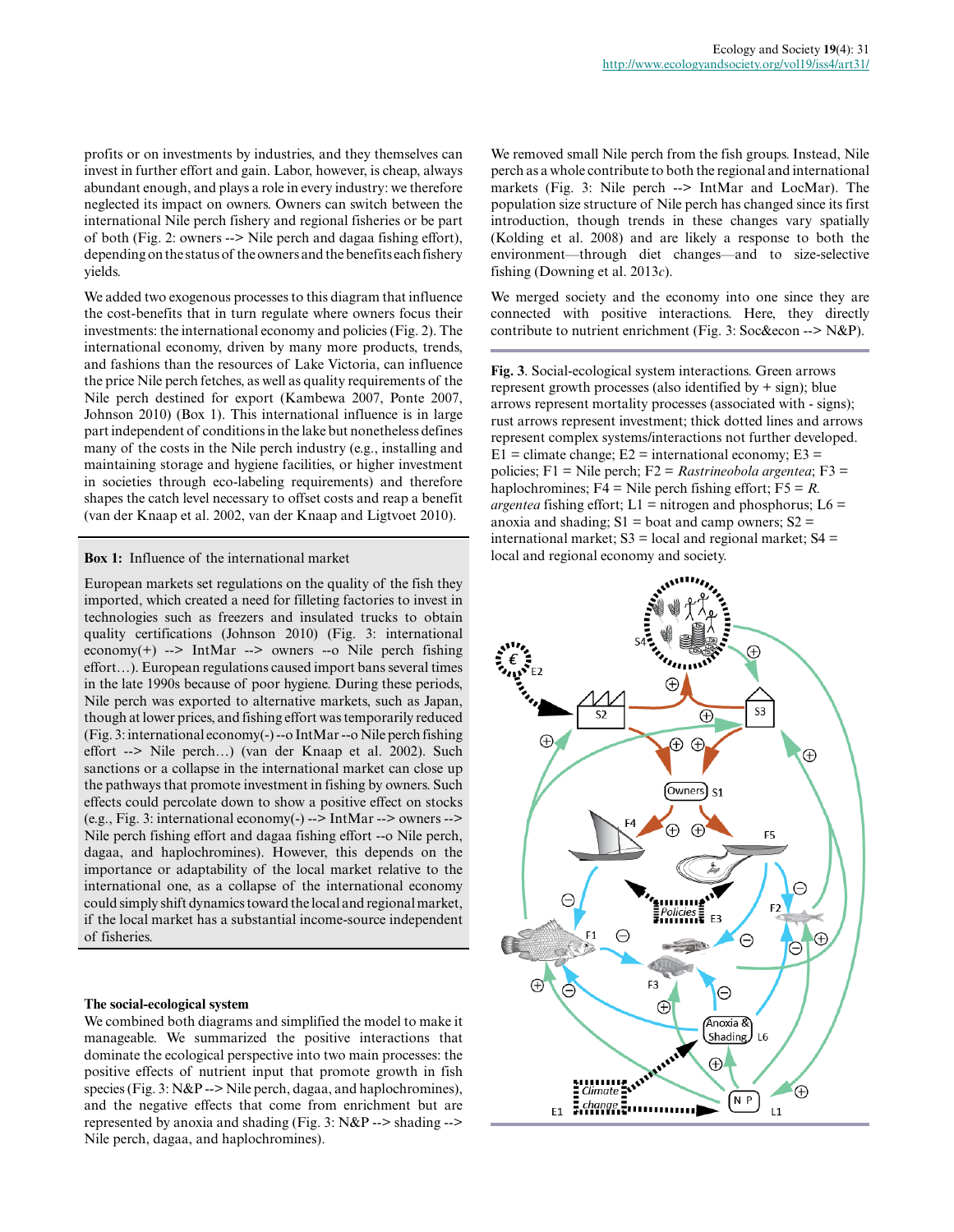profits or on investments by industries, and they themselves can invest in further effort and gain. Labor, however, is cheap, always abundant enough, and plays a role in every industry: we therefore neglected its impact on owners. Owners can switch between the international Nile perch fishery and regional fisheries or be part of both (Fig. 2: owners --> Nile perch and dagaa fishing effort), depending on the status of the owners and the benefits each fishery yields.

We added two exogenous processes to this diagram that influence the cost-benefits that in turn regulate where owners focus their investments: the international economy and policies (Fig. 2). The international economy, driven by many more products, trends, and fashions than the resources of Lake Victoria, can influence the price Nile perch fetches, as well as quality requirements of the Nile perch destined for export (Kambewa 2007, Ponte 2007, Johnson 2010) (Box 1). This international influence is in large part independent of conditions in the lake but nonetheless defines many of the costs in the Nile perch industry (e.g., installing and maintaining storage and hygiene facilities, or higher investment in societies through eco-labeling requirements) and therefore shapes the catch level necessary to offset costs and reap a benefit (van der Knaap et al. 2002, van der Knaap and Ligtvoet 2010).

**Box 1:** Influence of the international market

European markets set regulations on the quality of the fish they imported, which created a need for filleting factories to invest in technologies such as freezers and insulated trucks to obtain quality certifications (Johnson 2010) (Fig. 3: international economy(+) --> IntMar --> owners --o Nile perch fishing effort…). European regulations caused import bans several times in the late 1990s because of poor hygiene. During these periods, Nile perch was exported to alternative markets, such as Japan, though at lower prices, and fishing effort was temporarily reduced (Fig. 3: international economy(-) --o IntMar --o Nile perch fishing effort --> Nile perch…) (van der Knaap et al. 2002). Such sanctions or a collapse in the international market can close up the pathways that promote investment in fishing by owners. Such effects could percolate down to show a positive effect on stocks (e.g., Fig. 3: international economy(-) --> IntMar --> owners --> Nile perch fishing effort and dagaa fishing effort --o Nile perch, dagaa, and haplochromines). However, this depends on the importance or adaptability of the local market relative to the international one, as a collapse of the international economy could simply shift dynamics toward the local and regional market, if the local market has a substantial income-source independent of fisheries.

### The social-ecological system

We combined both diagrams and simplified the model to make it manageable. We summarized the positive interactions that dominate the ecological perspective into two main processes: the positive effects of nutrient input that promote growth in fish species (Fig. 3: N&P --> Nile perch, dagaa, and haplochromines), and the negative effects that come from enrichment but are represented by anoxia and shading (Fig. 3: N&P --> shading --> Nile perch, dagaa, and haplochromines).

We removed small Nile perch from the fish groups. Instead, Nile perch as a whole contribute to both the regional and international markets (Fig. 3: Nile perch --> IntMar and LocMar). The population size structure of Nile perch has changed since its first introduction, though trends in these changes vary spatially (Kolding et al. 2008) and are likely a response to both the environment—through diet changes—and to size-selective fishing (Downing et al. 2013*c*).

We merged society and the economy into one since they are connected with positive interactions. Here, they directly contribute to nutrient enrichment (Fig. 3: Soc&econ --> N&P).

**Fig. 3**. Social-ecological system interactions. Green arrows represent growth processes (also identified by + sign); blue arrows represent mortality processes (associated with - signs); rust arrows represent investment; thick dotted lines and arrows represent complex systems/interactions not further developed. E1 = climate change; E2 = international economy; E3 = policies; F1 = Nile perch; F2 = *Rastrineobola argentea*; F3 = haplochromines; F4 = Nile perch fishing effort; F5 = *R. argentea* fishing effort; L1 = nitrogen and phosphorus; L6 = anoxia and shading; S1 = boat and camp owners; S2 = international market; S3 = local and regional market; S4 = local and regional economy and society.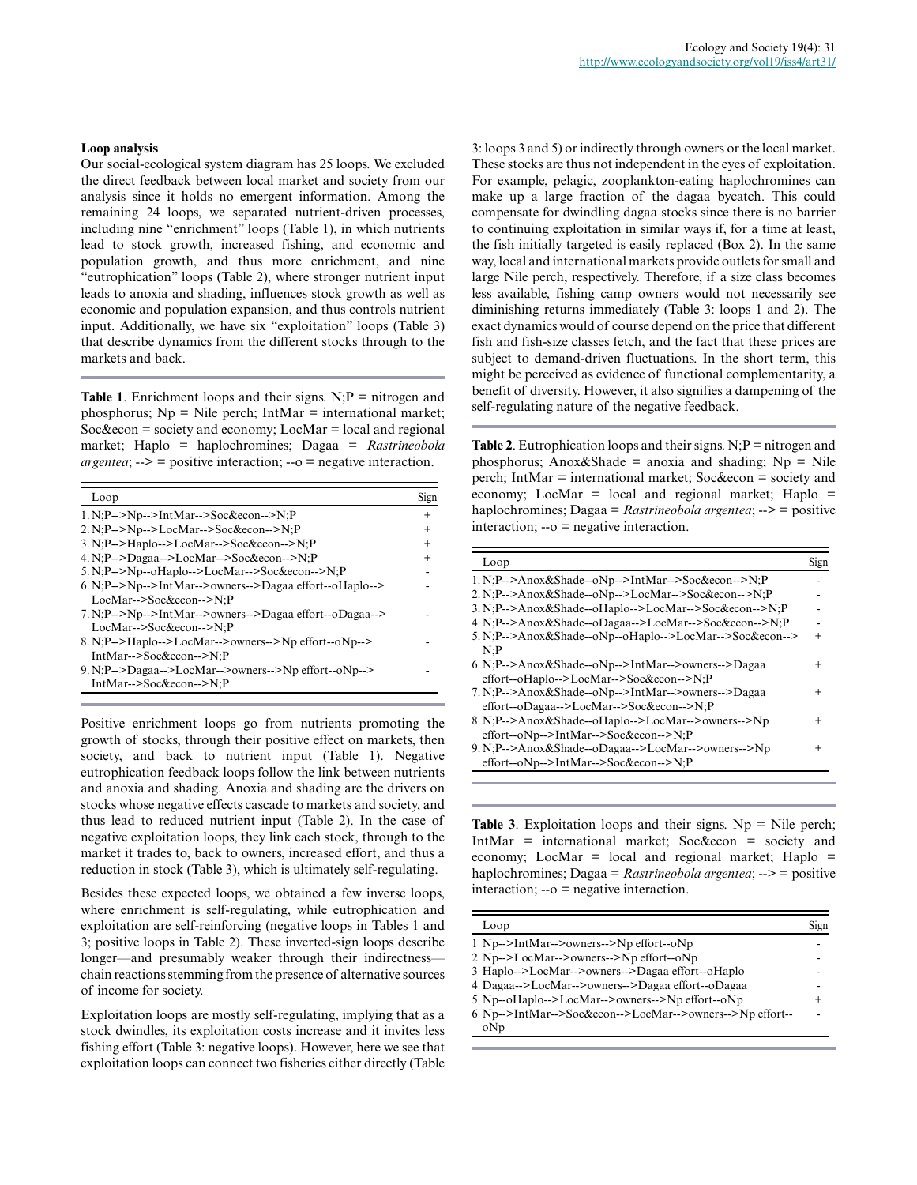### Loop analysis

Our social-ecological system diagram has 25 loops. We excluded the direct feedback between local market and society from our analysis since it holds no emergent information. Among the remaining 24 loops, we separated nutrient-driven processes, including nine "enrichment" loops (Table 1), in which nutrients lead to stock growth, increased fishing, and economic and population growth, and thus more enrichment, and nine "eutrophication" loops (Table 2), where stronger nutrient input leads to anoxia and shading, influences stock growth as well as economic and population expansion, and thus controls nutrient input. Additionally, we have six "exploitation" loops (Table 3) that describe dynamics from the different stocks through to the markets and back.

**Table 1**. Enrichment loops and their signs. N;P = nitrogen and phosphorus; Np = Nile perch; IntMar = international market; Soc&econ = society and economy; LocMar = local and regional market; Haplo = haplochromines; Dagaa = *Rastrineobola argentea*; --> = positive interaction; --o = negative interaction.

| Loop | Sign |
|---|---|
| 1. N;P-->Np-->IntMar-->Soc&econ-->N;P | + |
| 2. N;P-->Np-->LocMar-->Soc&econ-->N;P | + |
| 3. N;P-->Haplo-->LocMar-->Soc&econ-->N;P | + |
| 4. N;P-->Dagaa-->LocMar-->Soc&econ-->N;P | + |
| 5. N;P-->Np--oHaplo-->LocMar-->Soc&econ-->N;P | - |
| 6. N;P-->Np-->IntMar-->owners-->Dagaa effort--oHaplo-->LocMar-->Soc&econ-->N;P | - |
| 7. N;P-->Np-->IntMar-->owners-->Dagaa effort--oDagaa-->LocMar-->Soc&econ-->N;P | - |
| 8. N;P-->Haplo-->LocMar-->owners-->Np effort--oNp-->IntMar-->Soc&econ-->N;P | - |
| 9. N;P-->Dagaa-->LocMar-->owners-->Np effort--oNp-->IntMar-->Soc&econ-->N;P | - |

Positive enrichment loops go from nutrients promoting the growth of stocks, through their positive effect on markets, then society, and back to nutrient input (Table 1). Negative eutrophication feedback loops follow the link between nutrients and anoxia and shading. Anoxia and shading are the drivers on stocks whose negative effects cascade to markets and society, and thus lead to reduced nutrient input (Table 2). In the case of negative exploitation loops, they link each stock, through to the market it trades to, back to owners, increased effort, and thus a reduction in stock (Table 3), which is ultimately self-regulating.

Besides these expected loops, we obtained a few inverse loops, where enrichment is self-regulating, while eutrophication and exploitation are self-reinforcing (negative loops in Tables 1 and 3; positive loops in Table 2). These inverted-sign loops describe longer—and presumably weaker through their indirectness—chain reactions stemming from the presence of alternative sources of income for society.

Exploitation loops are mostly self-regulating, implying that as a stock dwindles, its exploitation costs increase and it invites less fishing effort (Table 3: negative loops). However, here we see that exploitation loops can connect two fisheries either directly (Table 3: loops 3 and 5) or indirectly through owners or the local market. These stocks are thus not independent in the eyes of exploitation. For example, pelagic, zooplankton-eating haplochromines can make up a large fraction of the dagaa bycatch. This could compensate for dwindling dagaa stocks since there is no barrier to continuing exploitation in similar ways if, for a time at least, the fish initially targeted is easily replaced (Box 2). In the same way, local and international markets provide outlets for small and large Nile perch, respectively. Therefore, if a size class becomes less available, fishing camp owners would not necessarily see diminishing returns immediately (Table 3: loops 1 and 2). The exact dynamics would of course depend on the price that different fish and fish-size classes fetch, and the fact that these prices are subject to demand-driven fluctuations. In the short term, this might be perceived as evidence of functional complementarity, a benefit of diversity. However, it also signifies a dampening of the self-regulating nature of the negative feedback.

**Table 2**. Eutrophication loops and their signs. N;P = nitrogen and phosphorus; Anox&Shade = anoxia and shading; Np = Nile perch; IntMar = international market; Soc&econ = society and economy; LocMar = local and regional market; Haplo = haplochromines; Dagaa = *Rastrineobola argentea*; --> = positive interaction; --o = negative interaction.

| Loop | Sign |
|---|---|
| 1. N;P-->Anox&Shade--oNp-->IntMar-->Soc&econ-->N;P | - |
| 2. N;P-->Anox&Shade--oNp-->LocMar-->Soc&econ-->N;P | - |
| 3. N;P-->Anox&Shade--oHaplo-->LocMar-->Soc&econ-->N;P | - |
| 4. N;P-->Anox&Shade--oDagaa-->LocMar-->Soc&econ-->N;P | - |
| 5. N;P-->Anox&Shade--oNp--oHaplo-->LocMar-->Soc&econ-->N;P | + |
| 6. N;P-->Anox&Shade--oNp-->IntMar-->owners-->Dagaa effort--oHaplo-->LocMar-->Soc&econ-->N;P | + |
| 7. N;P-->Anox&Shade--oNp-->IntMar-->owners-->Dagaa effort--oDagaa-->LocMar-->Soc&econ-->N;P | + |
| 8. N;P-->Anox&Shade--oHaplo-->LocMar-->owners-->Np effort--oNp-->IntMar-->Soc&econ-->N;P | + |
| 9. N;P-->Anox&Shade--oDagaa-->LocMar-->owners-->Np effort--oNp-->IntMar-->Soc&econ-->N;P | + |

**Table 3**. Exploitation loops and their signs. Np = Nile perch; IntMar = international market; Soc&econ = society and economy; LocMar = local and regional market; Haplo = haplochromines; Dagaa = *Rastrineobola argentea*; --> = positive interaction; --o = negative interaction.

| Loop | Sign |
|---|---|
| 1 Np-->IntMar-->owners-->Np effort--oNp | - |
| 2 Np-->LocMar-->owners-->Np effort--oNp | - |
| 3 Haplo-->LocMar-->owners-->Dagaa effort--oHaplo | - |
| 4 Dagaa-->LocMar-->owners-->Dagaa effort--oDagaa | - |
| 5 Np--oHaplo-->LocMar-->owners-->Np effort--oNp | + |
| 6 Np-->IntMar-->Soc&econ-->LocMar-->owners-->Np effort--oNp | - |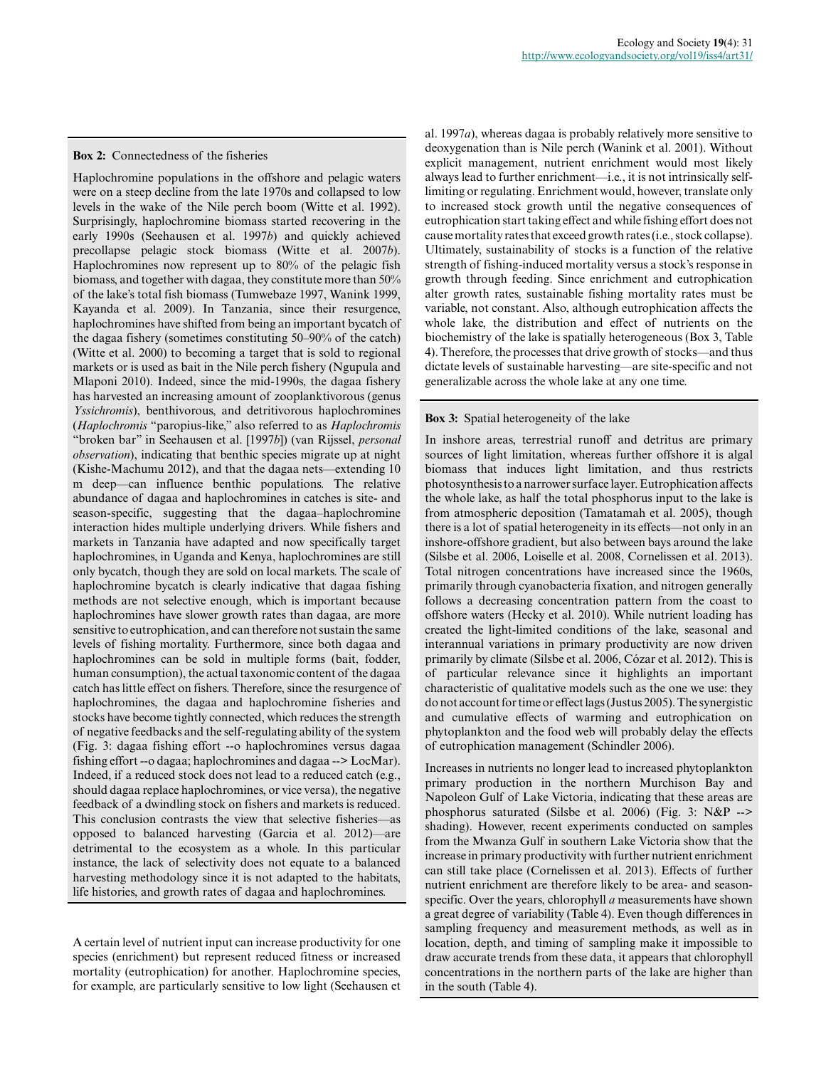**Box 2:** Connectedness of the fisheries

Haplochromine populations in the offshore and pelagic waters were on a steep decline from the late 1970s and collapsed to low levels in the wake of the Nile perch boom (Witte et al. 1992). Surprisingly, haplochromine biomass started recovering in the early 1990s (Seehausen et al. 1997*b*) and quickly achieved precollapse pelagic stock biomass (Witte et al. 2007*b*). Haplochromines now represent up to 80% of the pelagic fish biomass, and together with dagaa, they constitute more than 50% of the lake's total fish biomass (Tumwebaze 1997, Wanink 1999, Kayanda et al. 2009). In Tanzania, since their resurgence, haplochromines have shifted from being an important bycatch of the dagaa fishery (sometimes constituting 50–90% of the catch) (Witte et al. 2000) to becoming a target that is sold to regional markets or is used as bait in the Nile perch fishery (Ngupula and Mlaponi 2010). Indeed, since the mid-1990s, the dagaa fishery has harvested an increasing amount of zooplanktivorous (genus *Yssichromis*), benthivorous, and detritivorous haplochromines (*Haplochromis* "paropius-like," also referred to as *Haplochromis* "broken bar" in Seehausen et al. [1997*b*]) (van Rijssel, *personal observation*), indicating that benthic species migrate up at night (Kishe-Machumu 2012), and that the dagaa nets—extending 10 m deep—can influence benthic populations. The relative abundance of dagaa and haplochromines in catches is site- and season-specific, suggesting that the dagaa–haplochromine interaction hides multiple underlying drivers. While fishers and markets in Tanzania have adapted and now specifically target haplochromines, in Uganda and Kenya, haplochromines are still only bycatch, though they are sold on local markets. The scale of haplochromine bycatch is clearly indicative that dagaa fishing methods are not selective enough, which is important because haplochromines have slower growth rates than dagaa, are more sensitive to eutrophication, and can therefore not sustain the same levels of fishing mortality. Furthermore, since both dagaa and haplochromines can be sold in multiple forms (bait, fodder, human consumption), the actual taxonomic content of the dagaa catch has little effect on fishers. Therefore, since the resurgence of haplochromines, the dagaa and haplochromine fisheries and stocks have become tightly connected, which reduces the strength of negative feedbacks and the self-regulating ability of the system (Fig. 3: dagaa fishing effort --o haplochromines versus dagaa fishing effort --o dagaa; haplochromines and dagaa --> LocMar). Indeed, if a reduced stock does not lead to a reduced catch (e.g., should dagaa replace haplochromines, or vice versa), the negative feedback of a dwindling stock on fishers and markets is reduced. This conclusion contrasts the view that selective fisheries—as opposed to balanced harvesting (Garcia et al. 2012)—are detrimental to the ecosystem as a whole. In this particular instance, the lack of selectivity does not equate to a balanced harvesting methodology since it is not adapted to the habitats, life histories, and growth rates of dagaa and haplochromines.

A certain level of nutrient input can increase productivity for one species (enrichment) but represent reduced fitness or increased mortality (eutrophication) for another. Haplochromine species, for example, are particularly sensitive to low light (Seehausen et al. 1997*a*), whereas dagaa is probably relatively more sensitive to deoxygenation than is Nile perch (Wanink et al. 2001). Without explicit management, nutrient enrichment would most likely always lead to further enrichment—i.e., it is not intrinsically self-limiting or regulating. Enrichment would, however, translate only to increased stock growth until the negative consequences of eutrophication start taking effect and while fishing effort does not cause mortality rates that exceed growth rates (i.e., stock collapse). Ultimately, sustainability of stocks is a function of the relative strength of fishing-induced mortality versus a stock's response in growth through feeding. Since enrichment and eutrophication alter growth rates, sustainable fishing mortality rates must be variable, not constant. Also, although eutrophication affects the whole lake, the distribution and effect of nutrients on the biochemistry of the lake is spatially heterogeneous (Box 3, Table 4). Therefore, the processes that drive growth of stocks—and thus dictate levels of sustainable harvesting—are site-specific and not generalizable across the whole lake at any one time.

**Box 3:** Spatial heterogeneity of the lake

In inshore areas, terrestrial runoff and detritus are primary sources of light limitation, whereas further offshore it is algal biomass that induces light limitation, and thus restricts photosynthesis to a narrower surface layer. Eutrophication affects the whole lake, as half the total phosphorus input to the lake is from atmospheric deposition (Tamatamah et al. 2005), though there is a lot of spatial heterogeneity in its effects—not only in an inshore-offshore gradient, but also between bays around the lake (Silsbe et al. 2006, Loiselle et al. 2008, Cornelissen et al. 2013). Total nitrogen concentrations have increased since the 1960s, primarily through cyanobacteria fixation, and nitrogen generally follows a decreasing concentration pattern from the coast to offshore waters (Hecky et al. 2010). While nutrient loading has created the light-limited conditions of the lake, seasonal and interannual variations in primary productivity are now driven primarily by climate (Silsbe et al. 2006, Cózar et al. 2012). This is of particular relevance since it highlights an important characteristic of qualitative models such as the one we use: they do not account for time or effect lags (Justus 2005). The synergistic and cumulative effects of warming and eutrophication on phytoplankton and the food web will probably delay the effects of eutrophication management (Schindler 2006).

Increases in nutrients no longer lead to increased phytoplankton primary production in the northern Murchison Bay and Napoleon Gulf of Lake Victoria, indicating that these areas are phosphorus saturated (Silsbe et al. 2006) (Fig. 3: N&P --> shading). However, recent experiments conducted on samples from the Mwanza Gulf in southern Lake Victoria show that the increase in primary productivity with further nutrient enrichment can still take place (Cornelissen et al. 2013). Effects of further nutrient enrichment are therefore likely to be area- and season-specific. Over the years, chlorophyll *a* measurements have shown a great degree of variability (Table 4). Even though differences in sampling frequency and measurement methods, as well as in location, depth, and timing of sampling make it impossible to draw accurate trends from these data, it appears that chlorophyll concentrations in the northern parts of the lake are higher than in the south (Table 4).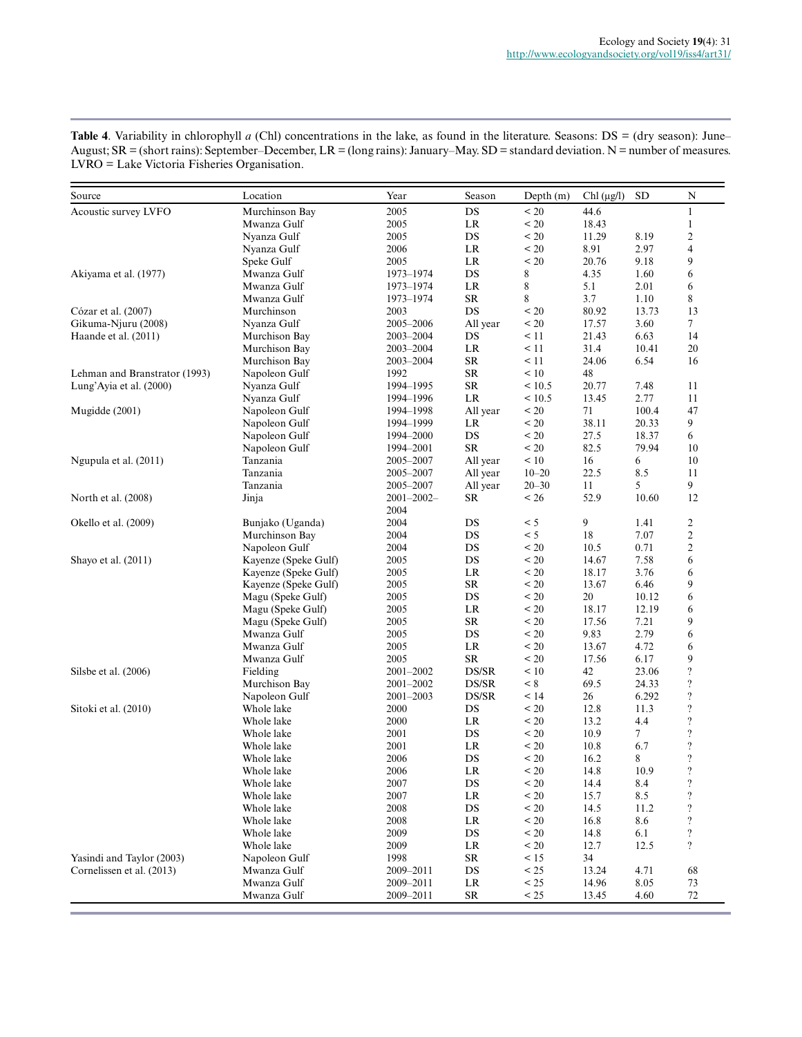**Table 4**. Variability in chlorophyll *a* (Chl) concentrations in the lake, as found in the literature. Seasons: DS = (dry season): June–August; SR = (short rains): September–December, LR = (long rains): January–May. SD = standard deviation. N = number of measures. LVRO = Lake Victoria Fisheries Organisation.

| Source | Location | Year | Season | Depth (m) | Chl (µg/l) | SD | N |
|---|---|---|---|---|---|---|---|
| Acoustic survey LVFO | Murchinson Bay | 2005 | DS | < 20 | 44.6 | | 1 |
| | Mwanza Gulf | 2005 | LR | < 20 | 18.43 | | 1 |
| | Nyanza Gulf | 2005 | DS | < 20 | 11.29 | 8.19 | 2 |
| | Nyanza Gulf | 2006 | LR | < 20 | 8.91 | 2.97 | 4 |
| | Speke Gulf | 2005 | LR | < 20 | 20.76 | 9.18 | 9 |
| Akiyama et al. (1977) | Mwanza Gulf | 1973–1974 | DS | 8 | 4.35 | 1.60 | 6 |
| | Mwanza Gulf | 1973–1974 | LR | 8 | 5.1 | 2.01 | 6 |
| | Mwanza Gulf | 1973–1974 | SR | 8 | 3.7 | 1.10 | 8 |
| Cózar et al. (2007) | Murchinson | 2003 | DS | < 20 | 80.92 | 13.73 | 13 |
| Gikuma-Njuru (2008) | Nyanza Gulf | 2005–2006 | All year | < 20 | 17.57 | 3.60 | 7 |
| Haande et al. (2011) | Murchison Bay | 2003–2004 | DS | < 11 | 21.43 | 6.63 | 14 |
| | Murchison Bay | 2003–2004 | LR | < 11 | 31.4 | 10.41 | 20 |
| | Murchison Bay | 2003–2004 | SR | < 11 | 24.06 | 6.54 | 16 |
| Lehman and Branstrator (1993) | Napoleon Gulf | 1992 | SR | < 10 | 48 | | |
| Lung'Ayia et al. (2000) | Nyanza Gulf | 1994–1995 | SR | < 10.5 | 20.77 | 7.48 | 11 |
| | Nyanza Gulf | 1994–1996 | LR | < 10.5 | 13.45 | 2.77 | 11 |
| Mugidde (2001) | Napoleon Gulf | 1994–1998 | All year | < 20 | 71 | 100.4 | 47 |
| | Napoleon Gulf | 1994–1999 | LR | < 20 | 38.11 | 20.33 | 9 |
| | Napoleon Gulf | 1994–2000 | DS | < 20 | 27.5 | 18.37 | 6 |
| | Napoleon Gulf | 1994–2001 | SR | < 20 | 82.5 | 79.94 | 10 |
| Ngupula et al. (2011) | Tanzania | 2005–2007 | All year | < 10 | 16 | 6 | 10 |
| | Tanzania | 2005–2007 | All year | 10–20 | 22.5 | 8.5 | 11 |
| | Tanzania | 2005–2007 | All year | 20–30 | 11 | 5 | 9 |
| North et al. (2008) | Jinja | 2001–2002–2004 | SR | < 26 | 52.9 | 10.60 | 12 |
| Okello et al. (2009) | Bunjako (Uganda) | 2004 | DS | < 5 | 9 | 1.41 | 2 |
| | Murchinson Bay | 2004 | DS | < 5 | 18 | 7.07 | 2 |
| | Napoleon Gulf | 2004 | DS | < 20 | 10.5 | 0.71 | 2 |
| Shayo et al. (2011) | Kayenze (Speke Gulf) | 2005 | DS | < 20 | 14.67 | 7.58 | 6 |
| | Kayenze (Speke Gulf) | 2005 | LR | < 20 | 18.17 | 3.76 | 6 |
| | Kayenze (Speke Gulf) | 2005 | SR | < 20 | 13.67 | 6.46 | 9 |
| | Magu (Speke Gulf) | 2005 | DS | < 20 | 20 | 10.12 | 6 |
| | Magu (Speke Gulf) | 2005 | LR | < 20 | 18.17 | 12.19 | 6 |
| | Magu (Speke Gulf) | 2005 | SR | < 20 | 17.56 | 7.21 | 9 |
| | Mwanza Gulf | 2005 | DS | < 20 | 9.83 | 2.79 | 6 |
| | Mwanza Gulf | 2005 | LR | < 20 | 13.67 | 4.72 | 6 |
| | Mwanza Gulf | 2005 | SR | < 20 | 17.56 | 6.17 | 9 |
| Silsbe et al. (2006) | Fielding | 2001–2002 | DS/SR | < 10 | 42 | 23.06 | ? |
| | Murchison Bay | 2001–2002 | DS/SR | < 8 | 69.5 | 24.33 | ? |
| | Napoleon Gulf | 2001–2003 | DS/SR | < 14 | 26 | 6.292 | ? |
| Sitoki et al. (2010) | Whole lake | 2000 | DS | < 20 | 12.8 | 11.3 | ? |
| | Whole lake | 2000 | LR | < 20 | 13.2 | 4.4 | ? |
| | Whole lake | 2001 | DS | < 20 | 10.9 | 7 | ? |
| | Whole lake | 2001 | LR | < 20 | 10.8 | 6.7 | ? |
| | Whole lake | 2006 | DS | < 20 | 16.2 | 8 | ? |
| | Whole lake | 2006 | LR | < 20 | 14.8 | 10.9 | ? |
| | Whole lake | 2007 | DS | < 20 | 14.4 | 8.4 | ? |
| | Whole lake | 2007 | LR | < 20 | 15.7 | 8.5 | ? |
| | Whole lake | 2008 | DS | < 20 | 14.5 | 11.2 | ? |
| | Whole lake | 2008 | LR | < 20 | 16.8 | 8.6 | ? |
| | Whole lake | 2009 | DS | < 20 | 14.8 | 6.1 | ? |
| | Whole lake | 2009 | LR | < 20 | 12.7 | 12.5 | ? |
| Yasindi and Taylor (2003) | Napoleon Gulf | 1998 | SR | < 15 | 34 | | |
| Cornelissen et al. (2013) | Mwanza Gulf | 2009–2011 | DS | < 25 | 13.24 | 4.71 | 68 |
| | Mwanza Gulf | 2009–2011 | LR | < 25 | 14.96 | 8.05 | 73 |
| | Mwanza Gulf | 2009–2011 | SR | < 25 | 13.45 | 4.60 | 72 |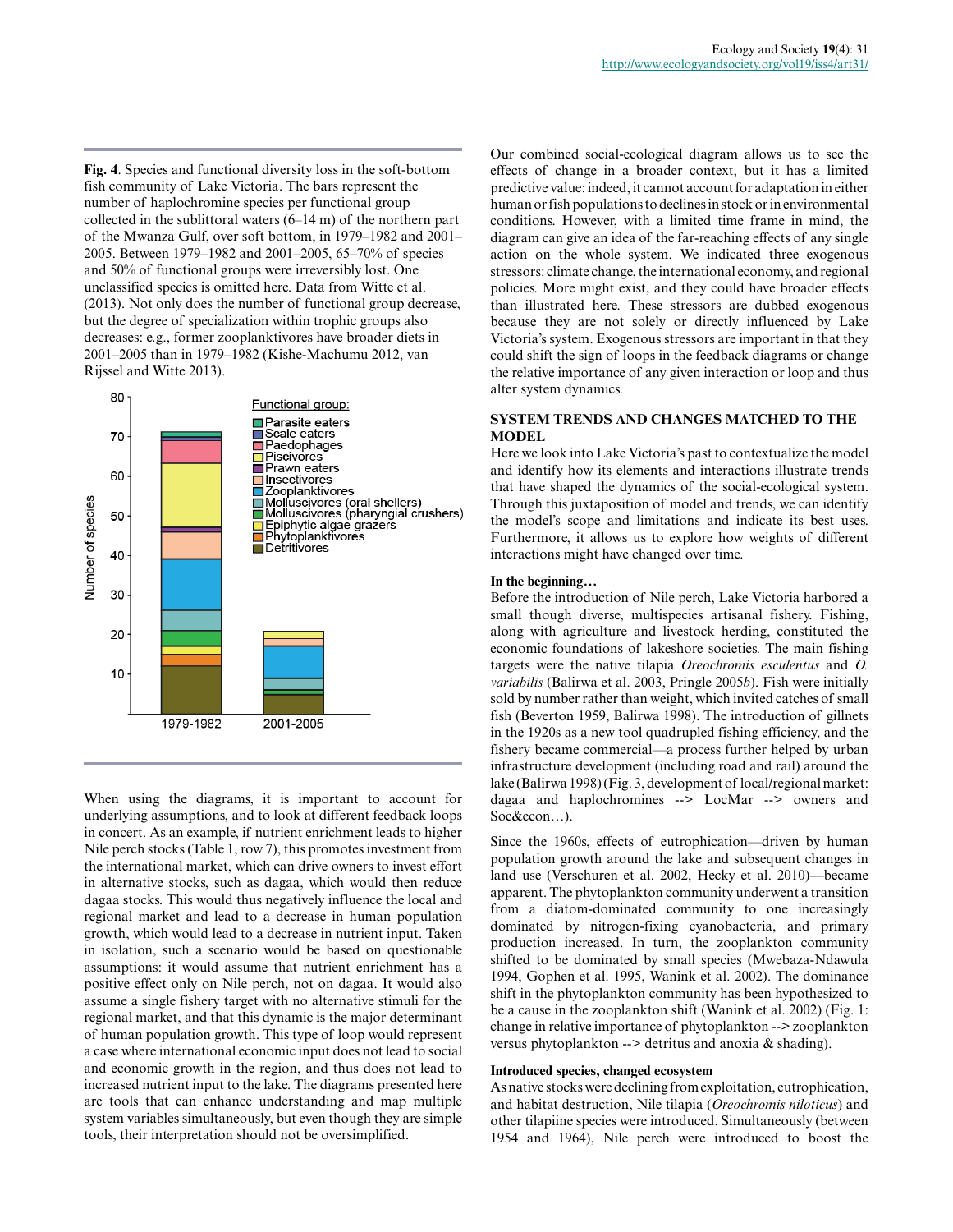**Fig. 4**. Species and functional diversity loss in the soft-bottom fish community of Lake Victoria. The bars represent the number of haplochromine species per functional group collected in the sublittoral waters (6–14 m) of the northern part of the Mwanza Gulf, over soft bottom, in 1979–1982 and 2001–2005. Between 1979–1982 and 2001–2005, 65–70% of species and 50% of functional groups were irreversibly lost. One unclassified species is omitted here. Data from Witte et al. (2013). Not only does the number of functional group decrease, but the degree of specialization within trophic groups also decreases: e.g., former zooplanktivores have broader diets in 2001–2005 than in 1979–1982 (Kishe-Machumu 2012, van Rijssel and Witte 2013).

When using the diagrams, it is important to account for underlying assumptions, and to look at different feedback loops in concert. As an example, if nutrient enrichment leads to higher Nile perch stocks (Table 1, row 7), this promotes investment from the international market, which can drive owners to invest effort in alternative stocks, such as dagaa, which would then reduce dagaa stocks. This would thus negatively influence the local and regional market and lead to a decrease in human population growth, which would lead to a decrease in nutrient input. Taken in isolation, such a scenario would be based on questionable assumptions: it would assume that nutrient enrichment has a positive effect only on Nile perch, not on dagaa. It would also assume a single fishery target with no alternative stimuli for the regional market, and that this dynamic is the major determinant of human population growth. This type of loop would represent a case where international economic input does not lead to social and economic growth in the region, and thus does not lead to increased nutrient input to the lake. The diagrams presented here are tools that can enhance understanding and map multiple system variables simultaneously, but even though they are simple tools, their interpretation should not be oversimplified.

Our combined social-ecological diagram allows us to see the effects of change in a broader context, but it has a limited predictive value: indeed, it cannot account for adaptation in either human or fish populations to declines in stock or in environmental conditions. However, with a limited time frame in mind, the diagram can give an idea of the far-reaching effects of any single action on the whole system. We indicated three exogenous stressors: climate change, the international economy, and regional policies. More might exist, and they could have broader effects than illustrated here. These stressors are dubbed exogenous because they are not solely or directly influenced by Lake Victoria's system. Exogenous stressors are important in that they could shift the sign of loops in the feedback diagrams or change the relative importance of any given interaction or loop and thus alter system dynamics.

## SYSTEM TRENDS AND CHANGES MATCHED TO THE MODEL

Here we look into Lake Victoria's past to contextualize the model and identify how its elements and interactions illustrate trends that have shaped the dynamics of the social-ecological system. Through this juxtaposition of model and trends, we can identify the model's scope and limitations and indicate its best uses. Furthermore, it allows us to explore how weights of different interactions might have changed over time.

### In the beginning…

Before the introduction of Nile perch, Lake Victoria harbored a small though diverse, multispecies artisanal fishery. Fishing, along with agriculture and livestock herding, constituted the economic foundations of lakeshore societies. The main fishing targets were the native tilapia *Oreochromis esculentus* and *O. variabilis* (Balirwa et al. 2003, Pringle 2005*b*). Fish were initially sold by number rather than weight, which invited catches of small fish (Beverton 1959, Balirwa 1998). The introduction of gillnets in the 1920s as a new tool quadrupled fishing efficiency, and the fishery became commercial—a process further helped by urban infrastructure development (including road and rail) around the lake (Balirwa 1998) (Fig. 3, development of local/regional market: dagaa and haplochromines --> LocMar --> owners and Soc&econ…).

Since the 1960s, effects of eutrophication—driven by human population growth around the lake and subsequent changes in land use (Verschuren et al. 2002, Hecky et al. 2010)—became apparent. The phytoplankton community underwent a transition from a diatom-dominated community to one increasingly dominated by nitrogen-fixing cyanobacteria, and primary production increased. In turn, the zooplankton community shifted to be dominated by small species (Mwebaza-Ndawula 1994, Gophen et al. 1995, Wanink et al. 2002). The dominance shift in the phytoplankton community has been hypothesized to be a cause in the zooplankton shift (Wanink et al. 2002) (Fig. 1: change in relative importance of phytoplankton --> zooplankton versus phytoplankton --> detritus and anoxia & shading).

### Introduced species, changed ecosystem

As native stocks were declining from exploitation, eutrophication, and habitat destruction, Nile tilapia (*Oreochromis niloticus*) and other tilapiine species were introduced. Simultaneously (between 1954 and 1964), Nile perch were introduced to boost the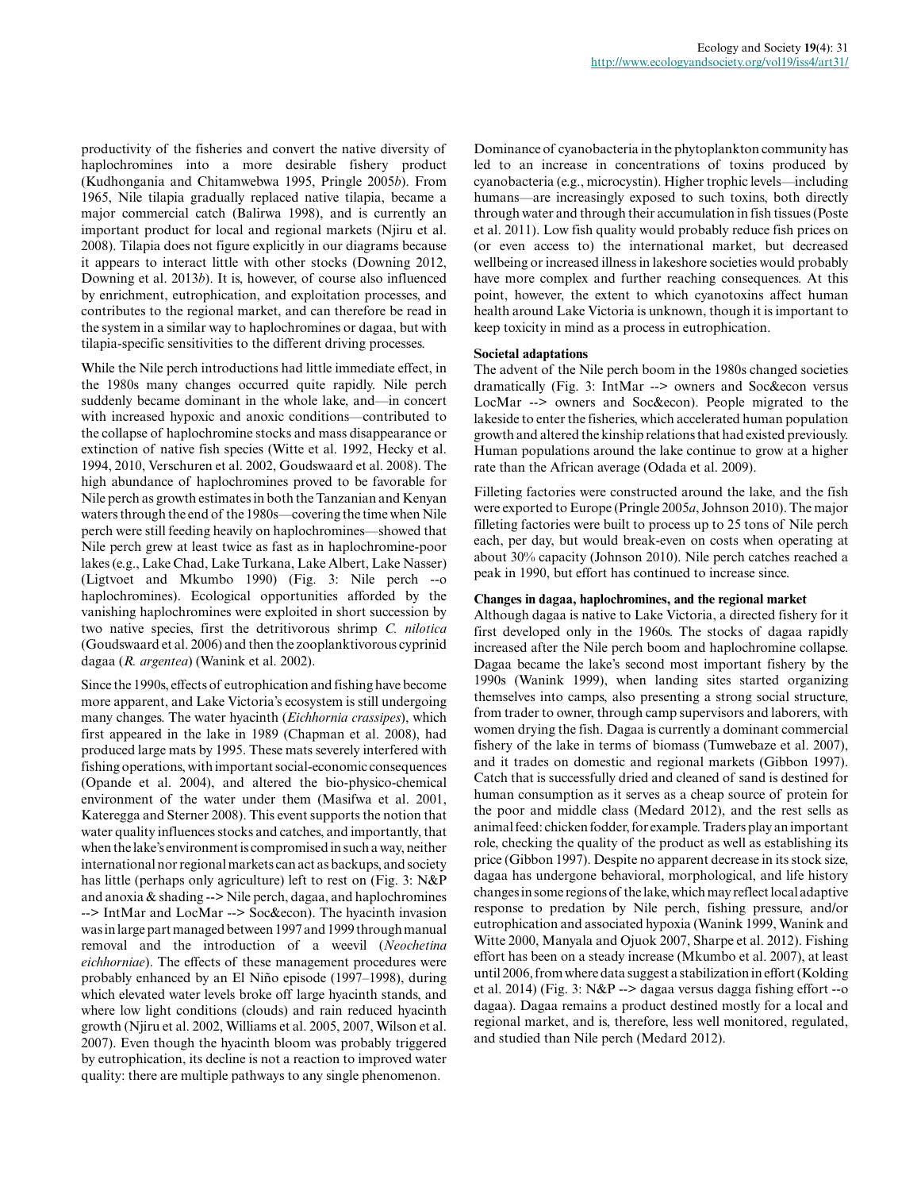productivity of the fisheries and convert the native diversity of haplochromines into a more desirable fishery product (Kudhongania and Chitamwebwa 1995, Pringle 2005*b*). From 1965, Nile tilapia gradually replaced native tilapia, became a major commercial catch (Balirwa 1998), and is currently an important product for local and regional markets (Njiru et al. 2008). Tilapia does not figure explicitly in our diagrams because it appears to interact little with other stocks (Downing 2012, Downing et al. 2013*b*). It is, however, of course also influenced by enrichment, eutrophication, and exploitation processes, and contributes to the regional market, and can therefore be read in the system in a similar way to haplochromines or dagaa, but with tilapia-specific sensitivities to the different driving processes.

While the Nile perch introductions had little immediate effect, in the 1980s many changes occurred quite rapidly. Nile perch suddenly became dominant in the whole lake, and—in concert with increased hypoxic and anoxic conditions—contributed to the collapse of haplochromine stocks and mass disappearance or extinction of native fish species (Witte et al. 1992, Hecky et al. 1994, 2010, Verschuren et al. 2002, Goudswaard et al. 2008). The high abundance of haplochromines proved to be favorable for Nile perch as growth estimates in both the Tanzanian and Kenyan waters through the end of the 1980s—covering the time when Nile perch were still feeding heavily on haplochromines—showed that Nile perch grew at least twice as fast as in haplochromine-poor lakes (e.g., Lake Chad, Lake Turkana, Lake Albert, Lake Nasser) (Ligtvoet and Mkumbo 1990) (Fig. 3: Nile perch --o haplochromines). Ecological opportunities afforded by the vanishing haplochromines were exploited in short succession by two native species, first the detritivorous shrimp *C. nilotica* (Goudswaard et al. 2006) and then the zooplanktivorous cyprinid dagaa (*R. argentea*) (Wanink et al. 2002).

Since the 1990s, effects of eutrophication and fishing have become more apparent, and Lake Victoria's ecosystem is still undergoing many changes. The water hyacinth (*Eichhornia crassipes*), which first appeared in the lake in 1989 (Chapman et al. 2008), had produced large mats by 1995. These mats severely interfered with fishing operations, with important social-economic consequences (Opande et al. 2004), and altered the bio-physico-chemical environment of the water under them (Masifwa et al. 2001, Kateregga and Sterner 2008). This event supports the notion that water quality influences stocks and catches, and importantly, that when the lake's environment is compromised in such a way, neither international nor regional markets can act as backups, and society has little (perhaps only agriculture) left to rest on (Fig. 3: N&P and anoxia & shading --> Nile perch, dagaa, and haplochromines --> IntMar and LocMar --> Soc&econ). The hyacinth invasion was in large part managed between 1997 and 1999 through manual removal and the introduction of a weevil (*Neochetina eichhorniae*). The effects of these management procedures were probably enhanced by an El Niño episode (1997–1998), during which elevated water levels broke off large hyacinth stands, and where low light conditions (clouds) and rain reduced hyacinth growth (Njiru et al. 2002, Williams et al. 2005, 2007, Wilson et al. 2007). Even though the hyacinth bloom was probably triggered by eutrophication, its decline is not a reaction to improved water quality: there are multiple pathways to any single phenomenon.

Dominance of cyanobacteria in the phytoplankton community has led to an increase in concentrations of toxins produced by cyanobacteria (e.g., microcystin). Higher trophic levels—including humans—are increasingly exposed to such toxins, both directly through water and through their accumulation in fish tissues (Poste et al. 2011). Low fish quality would probably reduce fish prices on (or even access to) the international market, but decreased wellbeing or increased illness in lakeshore societies would probably have more complex and further reaching consequences. At this point, however, the extent to which cyanotoxins affect human health around Lake Victoria is unknown, though it is important to keep toxicity in mind as a process in eutrophication.

**Societal adaptations**

The advent of the Nile perch boom in the 1980s changed societies dramatically (Fig. 3: IntMar --> owners and Soc&econ versus LocMar --> owners and Soc&econ). People migrated to the lakeside to enter the fisheries, which accelerated human population growth and altered the kinship relations that had existed previously. Human populations around the lake continue to grow at a higher rate than the African average (Odada et al. 2009).

Filleting factories were constructed around the lake, and the fish were exported to Europe (Pringle 2005*a*, Johnson 2010). The major filleting factories were built to process up to 25 tons of Nile perch each, per day, but would break-even on costs when operating at about 30% capacity (Johnson 2010). Nile perch catches reached a peak in 1990, but effort has continued to increase since.

**Changes in dagaa, haplochromines, and the regional market**

Although dagaa is native to Lake Victoria, a directed fishery for it first developed only in the 1960s. The stocks of dagaa rapidly increased after the Nile perch boom and haplochromine collapse. Dagaa became the lake's second most important fishery by the 1990s (Wanink 1999), when landing sites started organizing themselves into camps, also presenting a strong social structure, from trader to owner, through camp supervisors and laborers, with women drying the fish. Dagaa is currently a dominant commercial fishery of the lake in terms of biomass (Tumwebaze et al. 2007), and it trades on domestic and regional markets (Gibbon 1997). Catch that is successfully dried and cleaned of sand is destined for human consumption as it serves as a cheap source of protein for the poor and middle class (Medard 2012), and the rest sells as animal feed: chicken fodder, for example. Traders play an important role, checking the quality of the product as well as establishing its price (Gibbon 1997). Despite no apparent decrease in its stock size, dagaa has undergone behavioral, morphological, and life history changes in some regions of the lake, which may reflect local adaptive response to predation by Nile perch, fishing pressure, and/or eutrophication and associated hypoxia (Wanink 1999, Wanink and Witte 2000, Manyala and Ojuok 2007, Sharpe et al. 2012). Fishing effort has been on a steady increase (Mkumbo et al. 2007), at least until 2006, from where data suggest a stabilization in effort (Kolding et al. 2014) (Fig. 3: N&P --> dagaa versus dagga fishing effort --o dagaa). Dagaa remains a product destined mostly for a local and regional market, and is, therefore, less well monitored, regulated, and studied than Nile perch (Medard 2012).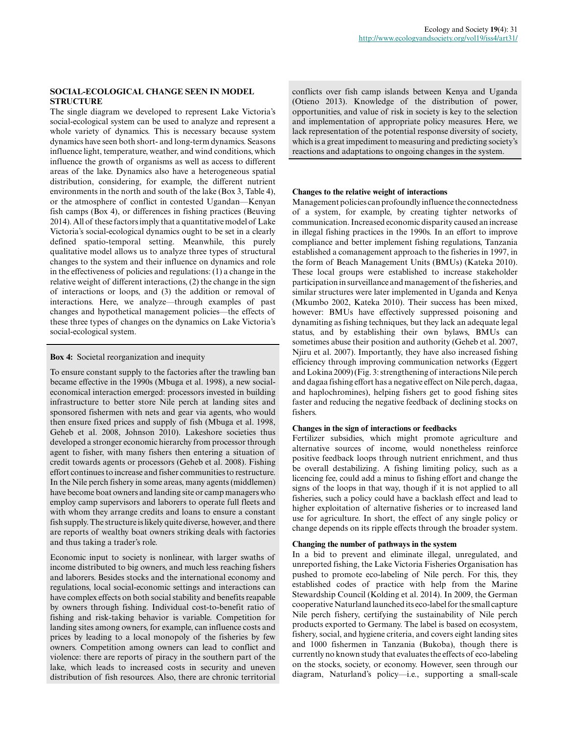## SOCIAL-ECOLOGICAL CHANGE SEEN IN MODEL STRUCTURE

The single diagram we developed to represent Lake Victoria's social-ecological system can be used to analyze and represent a whole variety of dynamics. This is necessary because system dynamics have seen both short- and long-term dynamics. Seasons influence light, temperature, weather, and wind conditions, which influence the growth of organisms as well as access to different areas of the lake. Dynamics also have a heterogeneous spatial distribution, considering, for example, the different nutrient environments in the north and south of the lake (Box 3, Table 4), or the atmosphere of conflict in contested Ugandan—Kenyan fish camps (Box 4), or differences in fishing practices (Beuving 2014). All of these factors imply that a quantitative model of Lake Victoria's social-ecological dynamics ought to be set in a clearly defined spatio-temporal setting. Meanwhile, this purely qualitative model allows us to analyze three types of structural changes to the system and their influence on dynamics and role in the effectiveness of policies and regulations: (1) a change in the relative weight of different interactions, (2) the change in the sign of interactions or loops, and (3) the addition or removal of interactions. Here, we analyze—through examples of past changes and hypothetical management policies—the effects of these three types of changes on the dynamics on Lake Victoria's social-ecological system.

**Box 4:** Societal reorganization and inequity

To ensure constant supply to the factories after the trawling ban became effective in the 1990s (Mbuga et al. 1998), a new social-economical interaction emerged: processors invested in building infrastructure to better store Nile perch at landing sites and sponsored fishermen with nets and gear via agents, who would then ensure fixed prices and supply of fish (Mbuga et al. 1998, Geheb et al. 2008, Johnson 2010). Lakeshore societies thus developed a stronger economic hierarchy from processor through agent to fisher, with many fishers then entering a situation of credit towards agents or processors (Geheb et al. 2008). Fishing effort continues to increase and fisher communities to restructure. In the Nile perch fishery in some areas, many agents (middlemen) have become boat owners and landing site or camp managers who employ camp supervisors and laborers to operate full fleets and with whom they arrange credits and loans to ensure a constant fish supply. The structure is likely quite diverse, however, and there are reports of wealthy boat owners striking deals with factories and thus taking a trader's role.

Economic input to society is nonlinear, with larger swaths of income distributed to big owners, and much less reaching fishers and laborers. Besides stocks and the international economy and regulations, local social-economic settings and interactions can have complex effects on both social stability and benefits reapable by owners through fishing. Individual cost-to-benefit ratio of fishing and risk-taking behavior is variable. Competition for landing sites among owners, for example, can influence costs and prices by leading to a local monopoly of the fisheries by few owners. Competition among owners can lead to conflict and violence: there are reports of piracy in the southern part of the lake, which leads to increased costs in security and uneven distribution of fish resources. Also, there are chronic territorial conflicts over fish camp islands between Kenya and Uganda (Otieno 2013). Knowledge of the distribution of power, opportunities, and value of risk in society is key to the selection and implementation of appropriate policy measures. Here, we lack representation of the potential response diversity of society, which is a great impediment to measuring and predicting society's reactions and adaptations to ongoing changes in the system.

### Changes to the relative weight of interactions

Management policies can profoundly influence the connectedness of a system, for example, by creating tighter networks of communication. Increased economic disparity caused an increase in illegal fishing practices in the 1990s. In an effort to improve compliance and better implement fishing regulations, Tanzania established a comanagement approach to the fisheries in 1997, in the form of Beach Management Units (BMUs) (Kateka 2010). These local groups were established to increase stakeholder participation in surveillance and management of the fisheries, and similar structures were later implemented in Uganda and Kenya (Mkumbo 2002, Kateka 2010). Their success has been mixed, however: BMUs have effectively suppressed poisoning and dynamiting as fishing techniques, but they lack an adequate legal status, and by establishing their own bylaws, BMUs can sometimes abuse their position and authority (Geheb et al. 2007, Njiru et al. 2007). Importantly, they have also increased fishing efficiency through improving communication networks (Eggert and Lokina 2009) (Fig. 3: strengthening of interactions Nile perch and dagaa fishing effort has a negative effect on Nile perch, dagaa, and haplochromines), helping fishers get to good fishing sites faster and reducing the negative feedback of declining stocks on fishers.

### Changes in the sign of interactions or feedbacks

Fertilizer subsidies, which might promote agriculture and alternative sources of income, would nonetheless reinforce positive feedback loops through nutrient enrichment, and thus be overall destabilizing. A fishing limiting policy, such as a licencing fee, could add a minus to fishing effort and change the signs of the loops in that way, though if it is not applied to all fisheries, such a policy could have a backlash effect and lead to higher exploitation of alternative fisheries or to increased land use for agriculture. In short, the effect of any single policy or change depends on its ripple effects through the broader system.

### Changing the number of pathways in the system

In a bid to prevent and eliminate illegal, unregulated, and unreported fishing, the Lake Victoria Fisheries Organisation has pushed to promote eco-labeling of Nile perch. For this, they established codes of practice with help from the Marine Stewardship Council (Kolding et al. 2014). In 2009, the German cooperative Naturland launched its eco-label for the small capture Nile perch fishery, certifying the sustainability of Nile perch products exported to Germany. The label is based on ecosystem, fishery, social, and hygiene criteria, and covers eight landing sites and 1000 fishermen in Tanzania (Bukoba), though there is currently no known study that evaluates the effects of eco-labeling on the stocks, society, or economy. However, seen through our diagram, Naturland's policy—i.e., supporting a small-scale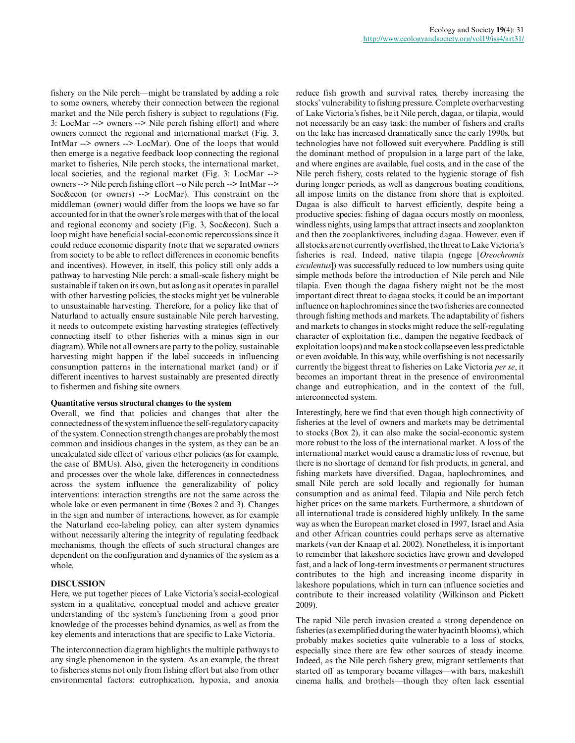fishery on the Nile perch—might be translated by adding a role to some owners, whereby their connection between the regional market and the Nile perch fishery is subject to regulations (Fig. 3: LocMar --> owners --> Nile perch fishing effort) and where owners connect the regional and international market (Fig. 3, IntMar --> owners --> LocMar). One of the loops that would then emerge is a negative feedback loop connecting the regional market to fisheries, Nile perch stocks, the international market, local societies, and the regional market (Fig. 3: LocMar --> owners --> Nile perch fishing effort --o Nile perch --> IntMar --> Soc&econ (or owners) --> LocMar). This constraint on the middleman (owner) would differ from the loops we have so far accounted for in that the owner's role merges with that of the local and regional economy and society (Fig. 3, Soc&econ). Such a loop might have beneficial social-economic repercussions since it could reduce economic disparity (note that we separated owners from society to be able to reflect differences in economic benefits and incentives). However, in itself, this policy still only adds a pathway to harvesting Nile perch: a small-scale fishery might be sustainable if taken on its own, but as long as it operates in parallel with other harvesting policies, the stocks might yet be vulnerable to unsustainable harvesting. Therefore, for a policy like that of Naturland to actually ensure sustainable Nile perch harvesting, it needs to outcompete existing harvesting strategies (effectively connecting itself to other fisheries with a minus sign in our diagram). While not all owners are party to the policy, sustainable harvesting might happen if the label succeeds in influencing consumption patterns in the international market (and) or if different incentives to harvest sustainably are presented directly to fishermen and fishing site owners.

### Quantitative versus structural changes to the system

Overall, we find that policies and changes that alter the connectedness of the system influence the self-regulatory capacity of the system. Connection strength changes are probably the most common and insidious changes in the system, as they can be an uncalculated side effect of various other policies (as for example, the case of BMUs). Also, given the heterogeneity in conditions and processes over the whole lake, differences in connectedness across the system influence the generalizability of policy interventions: interaction strengths are not the same across the whole lake or even permanent in time (Boxes 2 and 3). Changes in the sign and number of interactions, however, as for example the Naturland eco-labeling policy, can alter system dynamics without necessarily altering the integrity of regulating feedback mechanisms, though the effects of such structural changes are dependent on the configuration and dynamics of the system as a whole.

## DISCUSSION

Here, we put together pieces of Lake Victoria's social-ecological system in a qualitative, conceptual model and achieve greater understanding of the system's functioning from a good prior knowledge of the processes behind dynamics, as well as from the key elements and interactions that are specific to Lake Victoria.

The interconnection diagram highlights the multiple pathways to any single phenomenon in the system. As an example, the threat to fisheries stems not only from fishing effort but also from other environmental factors: eutrophication, hypoxia, and anoxia reduce fish growth and survival rates, thereby increasing the stocks' vulnerability to fishing pressure. Complete overharvesting of Lake Victoria's fishes, be it Nile perch, dagaa, or tilapia, would not necessarily be an easy task: the number of fishers and crafts on the lake has increased dramatically since the early 1990s, but technologies have not followed suit everywhere. Paddling is still the dominant method of propulsion in a large part of the lake, and where engines are available, fuel costs, and in the case of the Nile perch fishery, costs related to the hygienic storage of fish during longer periods, as well as dangerous boating conditions, all impose limits on the distance from shore that is exploited. Dagaa is also difficult to harvest efficiently, despite being a productive species: fishing of dagaa occurs mostly on moonless, windless nights, using lamps that attract insects and zooplankton and then the zooplanktivores, including dagaa. However, even if all stocks are not currently overfished, the threat to Lake Victoria's fisheries is real. Indeed, native tilapia (ngege [*Oreochromis esculentus*]) was successfully reduced to low numbers using quite simple methods before the introduction of Nile perch and Nile tilapia. Even though the dagaa fishery might not be the most important direct threat to dagaa stocks, it could be an important influence on haplochromines since the two fisheries are connected through fishing methods and markets. The adaptability of fishers and markets to changes in stocks might reduce the self-regulating character of exploitation (i.e., dampen the negative feedback of exploitation loops) and make a stock collapse even less predictable or even avoidable. In this way, while overfishing is not necessarily currently the biggest threat to fisheries on Lake Victoria *per se*, it becomes an important threat in the presence of environmental change and eutrophication, and in the context of the full, interconnected system.

Interestingly, here we find that even though high connectivity of fisheries at the level of owners and markets may be detrimental to stocks (Box 2), it can also make the social-economic system more robust to the loss of the international market. A loss of the international market would cause a dramatic loss of revenue, but there is no shortage of demand for fish products, in general, and fishing markets have diversified. Dagaa, haplochromines, and small Nile perch are sold locally and regionally for human consumption and as animal feed. Tilapia and Nile perch fetch higher prices on the same markets. Furthermore, a shutdown of all international trade is considered highly unlikely. In the same way as when the European market closed in 1997, Israel and Asia and other African countries could perhaps serve as alternative markets (van der Knaap et al. 2002). Nonetheless, it is important to remember that lakeshore societies have grown and developed fast, and a lack of long-term investments or permanent structures contributes to the high and increasing income disparity in lakeshore populations, which in turn can influence societies and contribute to their increased volatility (Wilkinson and Pickett 2009).

The rapid Nile perch invasion created a strong dependence on fisheries (as exemplified during the water hyacinth blooms), which probably makes societies quite vulnerable to a loss of stocks, especially since there are few other sources of steady income. Indeed, as the Nile perch fishery grew, migrant settlements that started off as temporary became villages—with bars, makeshift cinema halls, and brothels—though they often lack essential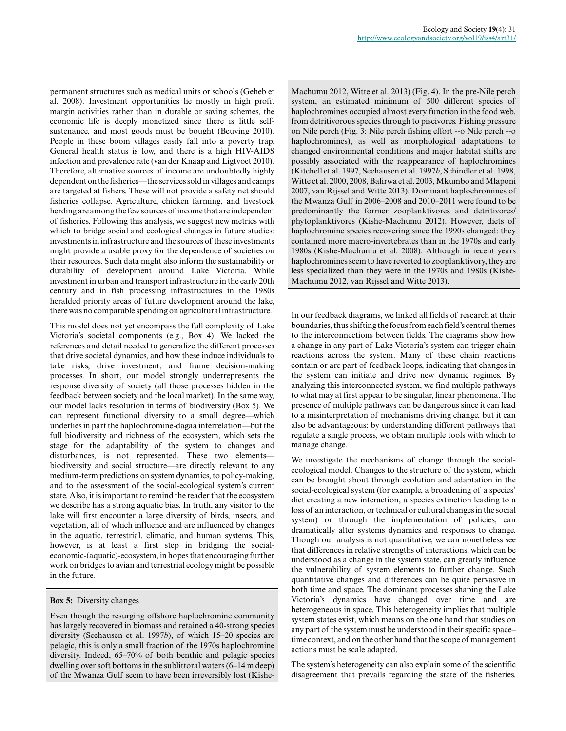permanent structures such as medical units or schools (Geheb et al. 2008). Investment opportunities lie mostly in high profit margin activities rather than in durable or saving schemes, the economic life is deeply monetized since there is little self-sustenance, and most goods must be bought (Beuving 2010). People in these boom villages easily fall into a poverty trap. General health status is low, and there is a high HIV-AIDS infection and prevalence rate (van der Knaap and Ligtvoet 2010). Therefore, alternative sources of income are undoubtedly highly dependent on the fisheries—the services sold in villages and camps are targeted at fishers. These will not provide a safety net should fisheries collapse. Agriculture, chicken farming, and livestock herding are among the few sources of income that are independent of fisheries. Following this analysis, we suggest new metrics with which to bridge social and ecological changes in future studies: investments in infrastructure and the sources of these investments might provide a usable proxy for the dependence of societies on their resources. Such data might also inform the sustainability or durability of development around Lake Victoria. While investment in urban and transport infrastructure in the early 20th century and in fish processing infrastructures in the 1980s heralded priority areas of future development around the lake, there was no comparable spending on agricultural infrastructure.

This model does not yet encompass the full complexity of Lake Victoria's societal components (e.g., Box 4). We lacked the references and detail needed to generalize the different processes that drive societal dynamics, and how these induce individuals to take risks, drive investment, and frame decision-making processes. In short, our model strongly underrepresents the response diversity of society (all those processes hidden in the feedback between society and the local market). In the same way, our model lacks resolution in terms of biodiversity (Box 5). We can represent functional diversity to a small degree—which underlies in part the haplochromine-dagaa interrelation—but the full biodiversity and richness of the ecosystem, which sets the stage for the adaptability of the system to changes and disturbances, is not represented. These two elements—biodiversity and social structure—are directly relevant to any medium-term predictions on system dynamics, to policy-making, and to the assessment of the social-ecological system's current state. Also, it is important to remind the reader that the ecosystem we describe has a strong aquatic bias. In truth, any visitor to the lake will first encounter a large diversity of birds, insects, and vegetation, all of which influence and are influenced by changes in the aquatic, terrestrial, climatic, and human systems. This, however, is at least a first step in bridging the social-economic-(aquatic)-ecosystem, in hopes that encouraging further work on bridges to avian and terrestrial ecology might be possible in the future.

> **Box 5:** Diversity changes
>
> Even though the resurging offshore haplochromine community has largely recovered in biomass and retained a 40-strong species diversity (Seehausen et al. 1997*b*), of which 15–20 species are pelagic, this is only a small fraction of the 1970s haplochromine diversity. Indeed, 65–70% of both benthic and pelagic species dwelling over soft bottoms in the sublittoral waters (6–14 m deep) of the Mwanza Gulf seem to have been irreversibly lost (Kishe-Machumu 2012, Witte et al. 2013) (Fig. 4). In the pre-Nile perch system, an estimated minimum of 500 different species of haplochromines occupied almost every function in the food web, from detritivorous species through to piscivores. Fishing pressure on Nile perch (Fig. 3: Nile perch fishing effort --o Nile perch --o haplochromines), as well as morphological adaptations to changed environmental conditions and major habitat shifts are possibly associated with the reappearance of haplochromines (Kitchell et al. 1997, Seehausen et al. 1997*b*, Schindler et al. 1998, Witte et al. 2000, 2008, Balirwa et al. 2003, Mkumbo and Mlaponi 2007, van Rijssel and Witte 2013). Dominant haplochromines of the Mwanza Gulf in 2006–2008 and 2010–2011 were found to be predominantly the former zooplanktivores and detritivores/phytoplanktivores (Kishe-Machumu 2012). However, diets of haplochromine species recovering since the 1990s changed: they contained more macro-invertebrates than in the 1970s and early 1980s (Kishe-Machumu et al. 2008). Although in recent years haplochromines seem to have reverted to zooplanktivory, they are less specialized than they were in the 1970s and 1980s (Kishe-Machumu 2012, van Rijssel and Witte 2013).

In our feedback diagrams, we linked all fields of research at their boundaries, thus shifting the focus from each field's central themes to the interconnections between fields. The diagrams show how a change in any part of Lake Victoria's system can trigger chain reactions across the system. Many of these chain reactions contain or are part of feedback loops, indicating that changes in the system can initiate and drive new dynamic regimes. By analyzing this interconnected system, we find multiple pathways to what may at first appear to be singular, linear phenomena. The presence of multiple pathways can be dangerous since it can lead to a misinterpretation of mechanisms driving change, but it can also be advantageous: by understanding different pathways that regulate a single process, we obtain multiple tools with which to manage change.

We investigate the mechanisms of change through the social-ecological model. Changes to the structure of the system, which can be brought about through evolution and adaptation in the social-ecological system (for example, a broadening of a species' diet creating a new interaction, a species extinction leading to a loss of an interaction, or technical or cultural changes in the social system) or through the implementation of policies, can dramatically alter systems dynamics and responses to change. Though our analysis is not quantitative, we can nonetheless see that differences in relative strengths of interactions, which can be understood as a change in the system state, can greatly influence the vulnerability of system elements to further change. Such quantitative changes and differences can be quite pervasive in both time and space. The dominant processes shaping the Lake Victoria's dynamics have changed over time and are heterogeneous in space. This heterogeneity implies that multiple system states exist, which means on the one hand that studies on any part of the system must be understood in their specific space–time context, and on the other hand that the scope of management actions must be scale adapted.

The system's heterogeneity can also explain some of the scientific disagreement that prevails regarding the state of the fisheries.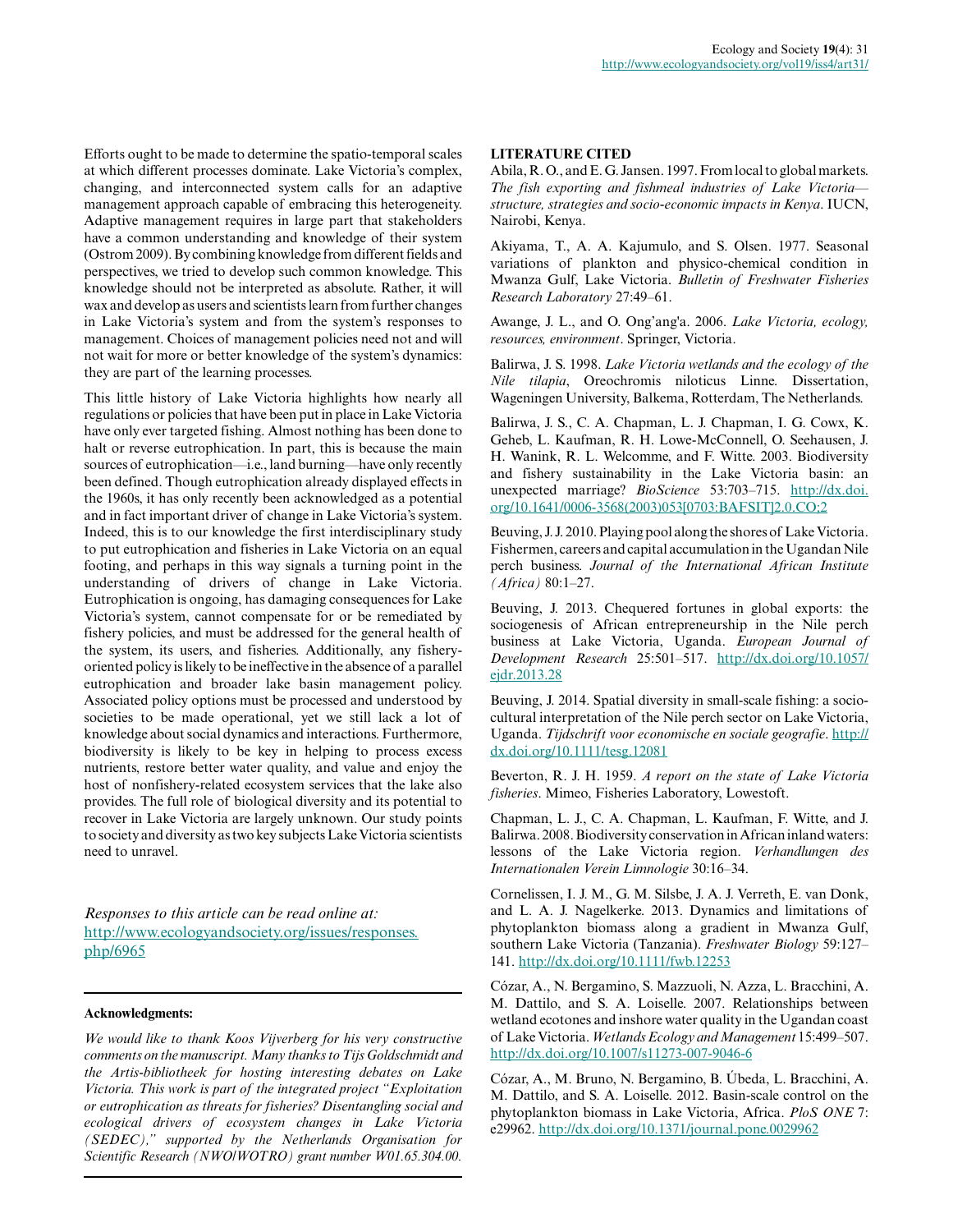Efforts ought to be made to determine the spatio-temporal scales at which different processes dominate. Lake Victoria's complex, changing, and interconnected system calls for an adaptive management approach capable of embracing this heterogeneity. Adaptive management requires in large part that stakeholders have a common understanding and knowledge of their system (Ostrom 2009). By combining knowledge from different fields and perspectives, we tried to develop such common knowledge. This knowledge should not be interpreted as absolute. Rather, it will wax and develop as users and scientists learn from further changes in Lake Victoria's system and from the system's responses to management. Choices of management policies need not and will not wait for more or better knowledge of the system's dynamics: they are part of the learning processes.

This little history of Lake Victoria highlights how nearly all regulations or policies that have been put in place in Lake Victoria have only ever targeted fishing. Almost nothing has been done to halt or reverse eutrophication. In part, this is because the main sources of eutrophication—i.e., land burning—have only recently been defined. Though eutrophication already displayed effects in the 1960s, it has only recently been acknowledged as a potential and in fact important driver of change in Lake Victoria's system. Indeed, this is to our knowledge the first interdisciplinary study to put eutrophication and fisheries in Lake Victoria on an equal footing, and perhaps in this way signals a turning point in the understanding of drivers of change in Lake Victoria. Eutrophication is ongoing, has damaging consequences for Lake Victoria's system, cannot compensate for or be remediated by fishery policies, and must be addressed for the general health of the system, its users, and fisheries. Additionally, any fishery-oriented policy is likely to be ineffective in the absence of a parallel eutrophication and broader lake basin management policy. Associated policy options must be processed and understood by societies to be made operational, yet we still lack a lot of knowledge about social dynamics and interactions. Furthermore, biodiversity is likely to be key in helping to process excess nutrients, restore better water quality, and value and enjoy the host of nonfishery-related ecosystem services that the lake also provides. The full role of biological diversity and its potential to recover in Lake Victoria are largely unknown. Our study points to society and diversity as two key subjects Lake Victoria scientists need to unravel.

*Responses to this article can be read online at:*
http://www.ecologyandsociety.org/issues/responses.php/6965

**Acknowledgments:**

*We would like to thank Koos Vijverberg for his very constructive comments on the manuscript. Many thanks to Tijs Goldschmidt and the Artis-bibliotheek for hosting interesting debates on Lake Victoria. This work is part of the integrated project "Exploitation or eutrophication as threats for fisheries? Disentangling social and ecological drivers of ecosystem changes in Lake Victoria (SEDEC)," supported by the Netherlands Organisation for Scientific Research (NWO/WOTRO) grant number W01.65.304.00.*

**LITERATURE CITED**

Abila, R. O., and E. G. Jansen. 1997. From local to global markets. *The fish exporting and fishmeal industries of Lake Victoria—structure, strategies and socio-economic impacts in Kenya*. IUCN, Nairobi, Kenya.

Akiyama, T., A. A. Kajumulo, and S. Olsen. 1977. Seasonal variations of plankton and physico-chemical condition in Mwanza Gulf, Lake Victoria. *Bulletin of Freshwater Fisheries Research Laboratory* 27:49–61.

Awange, J. L., and O. Ong'ang'a. 2006. *Lake Victoria, ecology, resources, environment*. Springer, Victoria.

Balirwa, J. S. 1998. *Lake Victoria wetlands and the ecology of the Nile tilapia*, Oreochromis niloticus Linne. Dissertation, Wageningen University, Balkema, Rotterdam, The Netherlands.

Balirwa, J. S., C. A. Chapman, L. J. Chapman, I. G. Cowx, K. Geheb, L. Kaufman, R. H. Lowe-McConnell, O. Seehausen, J. H. Wanink, R. L. Welcomme, and F. Witte. 2003. Biodiversity and fishery sustainability in the Lake Victoria basin: an unexpected marriage? *BioScience* 53:703–715. http://dx.doi.org/10.1641/0006-3568(2003)053[0703:BAFSIT]2.0.CO;2

Beuving, J. J. 2010. Playing pool along the shores of Lake Victoria. Fishermen, careers and capital accumulation in the Ugandan Nile perch business. *Journal of the International African Institute (Africa)* 80:1–27.

Beuving, J. 2013. Chequered fortunes in global exports: the sociogenesis of African entrepreneurship in the Nile perch business at Lake Victoria, Uganda. *European Journal of Development Research* 25:501–517. http://dx.doi.org/10.1057/ejdr.2013.28

Beuving, J. 2014. Spatial diversity in small-scale fishing: a socio-cultural interpretation of the Nile perch sector on Lake Victoria, Uganda. *Tijdschrift voor economische en sociale geografie*. http://dx.doi.org/10.1111/tesg.12081

Beverton, R. J. H. 1959. *A report on the state of Lake Victoria fisheries*. Mimeo, Fisheries Laboratory, Lowestoft.

Chapman, L. J., C. A. Chapman, L. Kaufman, F. Witte, and J. Balirwa. 2008. Biodiversity conservation in African inland waters: lessons of the Lake Victoria region. *Verhandlungen des Internationalen Verein Limnologie* 30:16–34.

Cornelissen, I. J. M., G. M. Silsbe, J. A. J. Verreth, E. van Donk, and L. A. J. Nagelkerke. 2013. Dynamics and limitations of phytoplankton biomass along a gradient in Mwanza Gulf, southern Lake Victoria (Tanzania). *Freshwater Biology* 59:127–141. http://dx.doi.org/10.1111/fwb.12253

Cózar, A., N. Bergamino, S. Mazzuoli, N. Azza, L. Bracchini, A. M. Dattilo, and S. A. Loiselle. 2007. Relationships between wetland ecotones and inshore water quality in the Ugandan coast of Lake Victoria. *Wetlands Ecology and Management* 15:499–507. http://dx.doi.org/10.1007/s11273-007-9046-6

Cózar, A., M. Bruno, N. Bergamino, B. Úbeda, L. Bracchini, A. M. Dattilo, and S. A. Loiselle. 2012. Basin-scale control on the phytoplankton biomass in Lake Victoria, Africa. *PloS ONE* 7: e29962. http://dx.doi.org/10.1371/journal.pone.0029962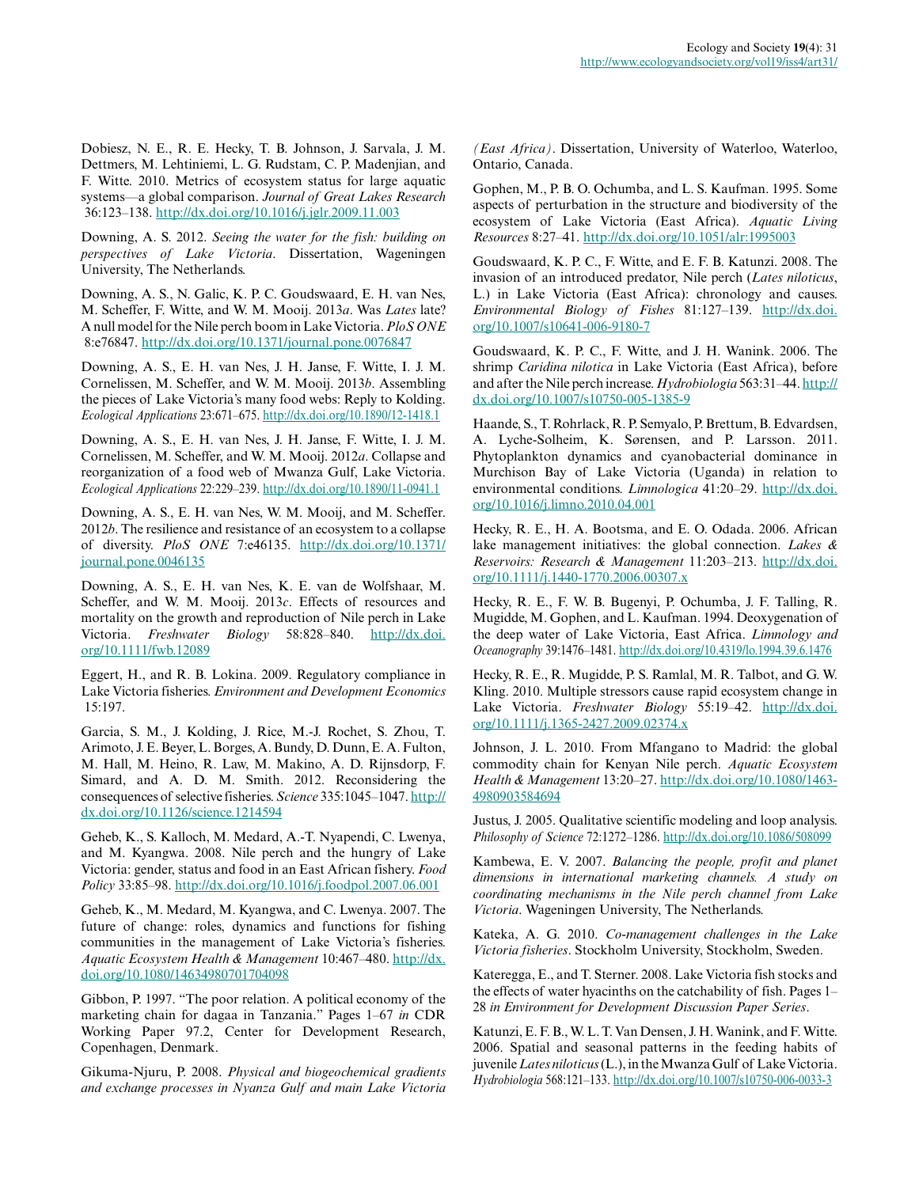Dobiesz, N. E., R. E. Hecky, T. B. Johnson, J. Sarvala, J. M. Dettmers, M. Lehtiniemi, L. G. Rudstam, C. P. Madenjian, and F. Witte. 2010. Metrics of ecosystem status for large aquatic systems—a global comparison. *Journal of Great Lakes Research* 36:123–138. http://dx.doi.org/10.1016/j.jglr.2009.11.003

Downing, A. S. 2012. *Seeing the water for the fish: building on perspectives of Lake Victoria*. Dissertation, Wageningen University, The Netherlands.

Downing, A. S., N. Galic, K. P. C. Goudswaard, E. H. van Nes, M. Scheffer, F. Witte, and W. M. Mooij. 2013*a*. Was *Lates* late? A null model for the Nile perch boom in Lake Victoria. *PloS ONE* 8:e76847. http://dx.doi.org/10.1371/journal.pone.0076847

Downing, A. S., E. H. van Nes, J. H. Janse, F. Witte, I. J. M. Cornelissen, M. Scheffer, and W. M. Mooij. 2013*b*. Assembling the pieces of Lake Victoria's many food webs: Reply to Kolding. *Ecological Applications* 23:671–675. http://dx.doi.org/10.1890/12-1418.1

Downing, A. S., E. H. van Nes, J. H. Janse, F. Witte, I. J. M. Cornelissen, M. Scheffer, and W. M. Mooij. 2012*a*. Collapse and reorganization of a food web of Mwanza Gulf, Lake Victoria. *Ecological Applications* 22:229–239. http://dx.doi.org/10.1890/11-0941.1

Downing, A. S., E. H. van Nes, W. M. Mooij, and M. Scheffer. 2012*b*. The resilience and resistance of an ecosystem to a collapse of diversity. *PloS ONE* 7:e46135. http://dx.doi.org/10.1371/journal.pone.0046135

Downing, A. S., E. H. van Nes, K. E. van de Wolfshaar, M. Scheffer, and W. M. Mooij. 2013*c*. Effects of resources and mortality on the growth and reproduction of Nile perch in Lake Victoria. *Freshwater Biology* 58:828–840. http://dx.doi.org/10.1111/fwb.12089

Eggert, H., and R. B. Lokina. 2009. Regulatory compliance in Lake Victoria fisheries. *Environment and Development Economics* 15:197.

Garcia, S. M., J. Kolding, J. Rice, M.-J. Rochet, S. Zhou, T. Arimoto, J. E. Beyer, L. Borges, A. Bundy, D. Dunn, E. A. Fulton, M. Hall, M. Heino, R. Law, M. Makino, A. D. Rijnsdorp, F. Simard, and A. D. M. Smith. 2012. Reconsidering the consequences of selective fisheries. *Science* 335:1045–1047. http://dx.doi.org/10.1126/science.1214594

Geheb, K., S. Kalloch, M. Medard, A.-T. Nyapendi, C. Lwenya, and M. Kyangwa. 2008. Nile perch and the hungry of Lake Victoria: gender, status and food in an East African fishery. *Food Policy* 33:85–98. http://dx.doi.org/10.1016/j.foodpol.2007.06.001

Geheb, K., M. Medard, M. Kyangwa, and C. Lwenya. 2007. The future of change: roles, dynamics and functions for fishing communities in the management of Lake Victoria's fisheries. *Aquatic Ecosystem Health & Management* 10:467–480. http://dx.doi.org/10.1080/14634980701704098

Gibbon, P. 1997. "The poor relation. A political economy of the marketing chain for dagaa in Tanzania." Pages 1–67 *in* CDR Working Paper 97.2, Center for Development Research, Copenhagen, Denmark.

Gikuma-Njuru, P. 2008. *Physical and biogeochemical gradients and exchange processes in Nyanza Gulf and main Lake Victoria (East Africa)*. Dissertation, University of Waterloo, Waterloo, Ontario, Canada.

Gophen, M., P. B. O. Ochumba, and L. S. Kaufman. 1995. Some aspects of perturbation in the structure and biodiversity of the ecosystem of Lake Victoria (East Africa). *Aquatic Living Resources* 8:27–41. http://dx.doi.org/10.1051/alr:1995003

Goudswaard, K. P. C., F. Witte, and E. F. B. Katunzi. 2008. The invasion of an introduced predator, Nile perch (*Lates niloticus*, L.) in Lake Victoria (East Africa): chronology and causes. *Environmental Biology of Fishes* 81:127–139. http://dx.doi.org/10.1007/s10641-006-9180-7

Goudswaard, K. P. C., F. Witte, and J. H. Wanink. 2006. The shrimp *Caridina nilotica* in Lake Victoria (East Africa), before and after the Nile perch increase. *Hydrobiologia* 563:31–44. http://dx.doi.org/10.1007/s10750-005-1385-9

Haande, S., T. Rohrlack, R. P. Semyalo, P. Brettum, B. Edvardsen, A. Lyche-Solheim, K. Sørensen, and P. Larsson. 2011. Phytoplankton dynamics and cyanobacterial dominance in Murchison Bay of Lake Victoria (Uganda) in relation to environmental conditions. *Limnologica* 41:20–29. http://dx.doi.org/10.1016/j.limno.2010.04.001

Hecky, R. E., H. A. Bootsma, and E. O. Odada. 2006. African lake management initiatives: the global connection. *Lakes & Reservoirs: Research & Management* 11:203–213. http://dx.doi.org/10.1111/j.1440-1770.2006.00307.x

Hecky, R. E., F. W. B. Bugenyi, P. Ochumba, J. F. Talling, R. Mugidde, M. Gophen, and L. Kaufman. 1994. Deoxygenation of the deep water of Lake Victoria, East Africa. *Limnology and Oceanography* 39:1476–1481. http://dx.doi.org/10.4319/lo.1994.39.6.1476

Hecky, R. E., R. Mugidde, P. S. Ramlal, M. R. Talbot, and G. W. Kling. 2010. Multiple stressors cause rapid ecosystem change in Lake Victoria. *Freshwater Biology* 55:19–42. http://dx.doi.org/10.1111/j.1365-2427.2009.02374.x

Johnson, J. L. 2010. From Mfangano to Madrid: the global commodity chain for Kenyan Nile perch. *Aquatic Ecosystem Health & Management* 13:20–27. http://dx.doi.org/10.1080/14634980903584694

Justus, J. 2005. Qualitative scientific modeling and loop analysis. *Philosophy of Science* 72:1272–1286. http://dx.doi.org/10.1086/508099

Kambewa, E. V. 2007. *Balancing the people, profit and planet dimensions in international marketing channels. A study on coordinating mechanisms in the Nile perch channel from Lake Victoria*. Wageningen University, The Netherlands.

Kateka, A. G. 2010. *Co-management challenges in the Lake Victoria fisheries*. Stockholm University, Stockholm, Sweden.

Kateregga, E., and T. Sterner. 2008. Lake Victoria fish stocks and the effects of water hyacinths on the catchability of fish. Pages 1–28 *in Environment for Development Discussion Paper Series*.

Katunzi, E. F. B., W. L. T. Van Densen, J. H. Wanink, and F. Witte. 2006. Spatial and seasonal patterns in the feeding habits of juvenile *Lates niloticus* (L.), in the Mwanza Gulf of Lake Victoria. *Hydrobiologia* 568:121–133. http://dx.doi.org/10.1007/s10750-006-0033-3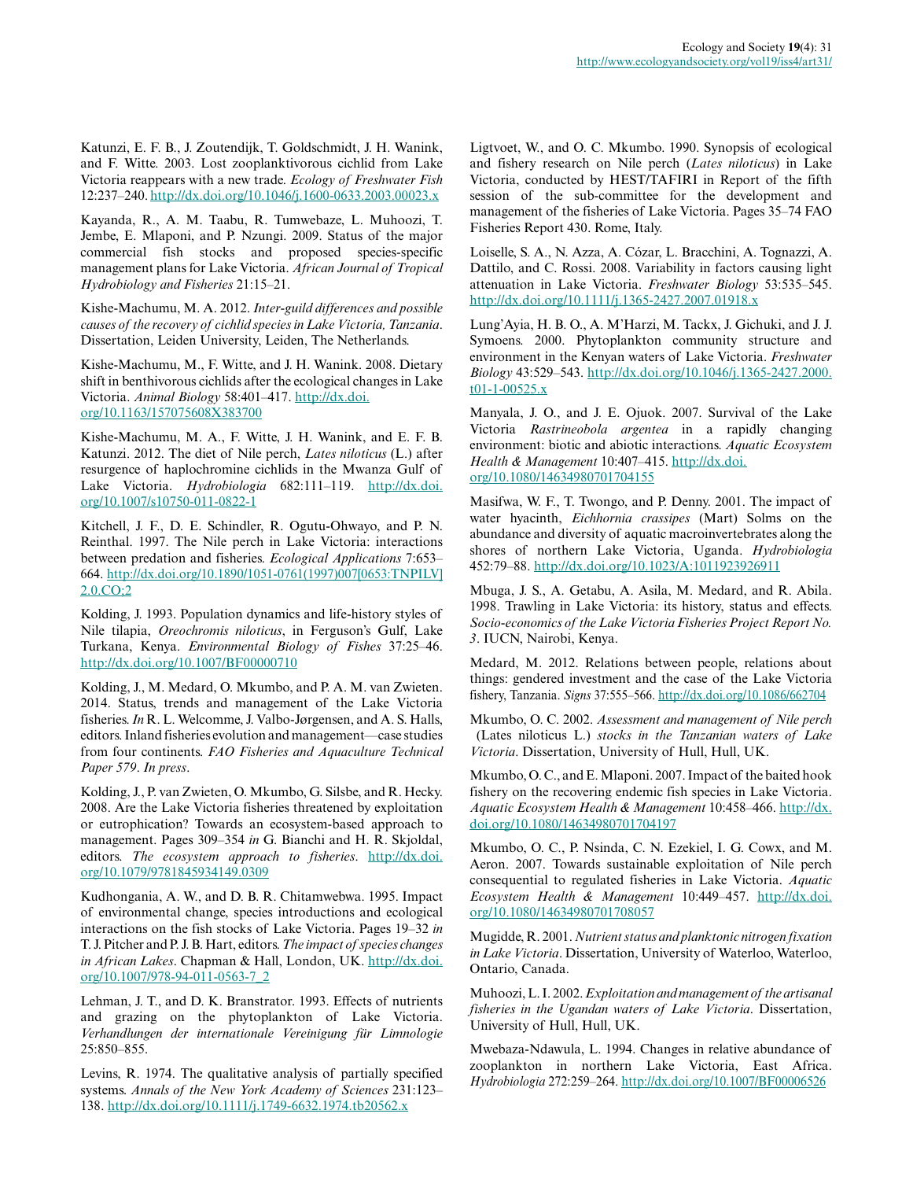Katunzi, E. F. B., J. Zoutendijk, T. Goldschmidt, J. H. Wanink, and F. Witte. 2003. Lost zooplanktivorous cichlid from Lake Victoria reappears with a new trade. *Ecology of Freshwater Fish* 12:237–240. http://dx.doi.org/10.1046/j.1600-0633.2003.00023.x

Kayanda, R., A. M. Taabu, R. Tumwebaze, L. Muhoozi, T. Jembe, E. Mlaponi, and P. Nzungi. 2009. Status of the major commercial fish stocks and proposed species-specific management plans for Lake Victoria. *African Journal of Tropical Hydrobiology and Fisheries* 21:15–21.

Kishe-Machumu, M. A. 2012. *Inter-guild differences and possible causes of the recovery of cichlid species in Lake Victoria, Tanzania*. Dissertation, Leiden University, Leiden, The Netherlands.

Kishe-Machumu, M., F. Witte, and J. H. Wanink. 2008. Dietary shift in benthivorous cichlids after the ecological changes in Lake Victoria. *Animal Biology* 58:401–417. http://dx.doi.org/10.1163/157075608X383700

Kishe-Machumu, M. A., F. Witte, J. H. Wanink, and E. F. B. Katunzi. 2012. The diet of Nile perch, *Lates niloticus* (L.) after resurgence of haplochromine cichlids in the Mwanza Gulf of Lake Victoria. *Hydrobiologia* 682:111–119. http://dx.doi.org/10.1007/s10750-011-0822-1

Kitchell, J. F., D. E. Schindler, R. Ogutu-Ohwayo, and P. N. Reinthal. 1997. The Nile perch in Lake Victoria: interactions between predation and fisheries. *Ecological Applications* 7:653–664. http://dx.doi.org/10.1890/1051-0761(1997)007[0653:TNPILV]2.0.CO;2

Kolding, J. 1993. Population dynamics and life-history styles of Nile tilapia, *Oreochromis niloticus*, in Ferguson's Gulf, Lake Turkana, Kenya. *Environmental Biology of Fishes* 37:25–46. http://dx.doi.org/10.1007/BF00000710

Kolding, J., M. Medard, O. Mkumbo, and P. A. M. van Zwieten. 2014. Status, trends and management of the Lake Victoria fisheries. *In* R. L. Welcomme, J. Valbo-Jørgensen, and A. S. Halls, editors. Inland fisheries evolution and management—case studies from four continents. *FAO Fisheries and Aquaculture Technical Paper 579*. *In press*.

Kolding, J., P. van Zwieten, O. Mkumbo, G. Silsbe, and R. Hecky. 2008. Are the Lake Victoria fisheries threatened by exploitation or eutrophication? Towards an ecosystem-based approach to management. Pages 309–354 *in* G. Bianchi and H. R. Skjoldal, editors. *The ecosystem approach to fisheries*. http://dx.doi.org/10.1079/9781845934149.0309

Kudhongania, A. W., and D. B. R. Chitamwebwa. 1995. Impact of environmental change, species introductions and ecological interactions on the fish stocks of Lake Victoria. Pages 19–32 *in* T. J. Pitcher and P. J. B. Hart, editors. *The impact of species changes in African Lakes*. Chapman & Hall, London, UK. http://dx.doi.org/10.1007/978-94-011-0563-7_2

Lehman, J. T., and D. K. Branstrator. 1993. Effects of nutrients and grazing on the phytoplankton of Lake Victoria. *Verhandlungen der internationale Vereinigung für Limnologie* 25:850–855.

Levins, R. 1974. The qualitative analysis of partially specified systems. *Annals of the New York Academy of Sciences* 231:123–138. http://dx.doi.org/10.1111/j.1749-6632.1974.tb20562.x

Ligtvoet, W., and O. C. Mkumbo. 1990. Synopsis of ecological and fishery research on Nile perch (*Lates niloticus*) in Lake Victoria, conducted by HEST/TAFIRI in Report of the fifth session of the sub-committee for the development and management of the fisheries of Lake Victoria. Pages 35–74 FAO Fisheries Report 430. Rome, Italy.

Loiselle, S. A., N. Azza, A. Cózar, L. Bracchini, A. Tognazzi, A. Dattilo, and C. Rossi. 2008. Variability in factors causing light attenuation in Lake Victoria. *Freshwater Biology* 53:535–545. http://dx.doi.org/10.1111/j.1365-2427.2007.01918.x

Lung'Ayia, H. B. O., A. M'Harzi, M. Tackx, J. Gichuki, and J. J. Symoens. 2000. Phytoplankton community structure and environment in the Kenyan waters of Lake Victoria. *Freshwater Biology* 43:529–543. http://dx.doi.org/10.1046/j.1365-2427.2000.t01-1-00525.x

Manyala, J. O., and J. E. Ojuok. 2007. Survival of the Lake Victoria *Rastrineobola argentea* in a rapidly changing environment: biotic and abiotic interactions. *Aquatic Ecosystem Health & Management* 10:407–415. http://dx.doi.org/10.1080/14634980701704155

Masifwa, W. F., T. Twongo, and P. Denny. 2001. The impact of water hyacinth, *Eichhornia crassipes* (Mart) Solms on the abundance and diversity of aquatic macroinvertebrates along the shores of northern Lake Victoria, Uganda. *Hydrobiologia* 452:79–88. http://dx.doi.org/10.1023/A:1011923926911

Mbuga, J. S., A. Getabu, A. Asila, M. Medard, and R. Abila. 1998. Trawling in Lake Victoria: its history, status and effects. *Socio-economics of the Lake Victoria Fisheries Project Report No. 3*. IUCN, Nairobi, Kenya.

Medard, M. 2012. Relations between people, relations about things: gendered investment and the case of the Lake Victoria fishery, Tanzania. *Signs* 37:555–566. http://dx.doi.org/10.1086/662704

Mkumbo, O. C. 2002. *Assessment and management of Nile perch* (Lates niloticus L.) *stocks in the Tanzanian waters of Lake Victoria*. Dissertation, University of Hull, Hull, UK.

Mkumbo, O. C., and E. Mlaponi. 2007. Impact of the baited hook fishery on the recovering endemic fish species in Lake Victoria. *Aquatic Ecosystem Health & Management* 10:458–466. http://dx.doi.org/10.1080/14634980701704197

Mkumbo, O. C., P. Nsinda, C. N. Ezekiel, I. G. Cowx, and M. Aeron. 2007. Towards sustainable exploitation of Nile perch consequential to regulated fisheries in Lake Victoria. *Aquatic Ecosystem Health & Management* 10:449–457. http://dx.doi.org/10.1080/14634980701708057

Mugidde, R. 2001. *Nutrient status and planktonic nitrogen fixation in Lake Victoria*. Dissertation, University of Waterloo, Waterloo, Ontario, Canada.

Muhoozi, L. I. 2002. *Exploitation and management of the artisanal fisheries in the Ugandan waters of Lake Victoria*. Dissertation, University of Hull, Hull, UK.

Mwebaza-Ndawula, L. 1994. Changes in relative abundance of zooplankton in northern Lake Victoria, East Africa. *Hydrobiologia* 272:259–264. http://dx.doi.org/10.1007/BF00006526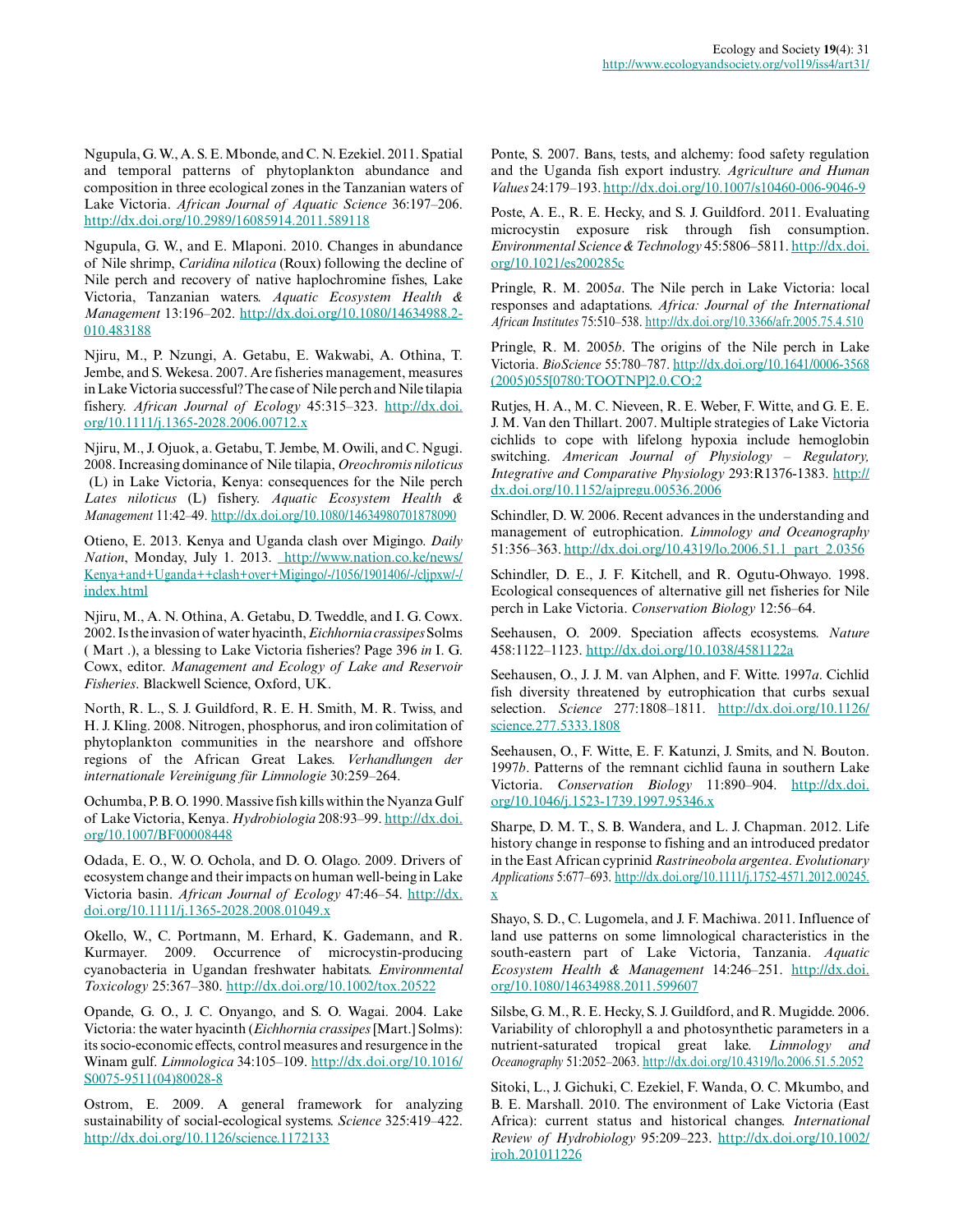Ngupula, G. W., A. S. E. Mbonde, and C. N. Ezekiel. 2011. Spatial and temporal patterns of phytoplankton abundance and composition in three ecological zones in the Tanzanian waters of Lake Victoria. *African Journal of Aquatic Science* 36:197–206. http://dx.doi.org/10.2989/16085914.2011.589118

Ngupula, G. W., and E. Mlaponi. 2010. Changes in abundance of Nile shrimp, *Caridina nilotica* (Roux) following the decline of Nile perch and recovery of native haplochromine fishes, Lake Victoria, Tanzanian waters. *Aquatic Ecosystem Health & Management* 13:196–202. http://dx.doi.org/10.1080/14634988.2010.483188

Njiru, M., P. Nzungi, A. Getabu, E. Wakwabi, A. Othina, T. Jembe, and S. Wekesa. 2007. Are fisheries management, measures in Lake Victoria successful? The case of Nile perch and Nile tilapia fishery. *African Journal of Ecology* 45:315–323. http://dx.doi.org/10.1111/j.1365-2028.2006.00712.x

Njiru, M., J. Ojuok, a. Getabu, T. Jembe, M. Owili, and C. Ngugi. 2008. Increasing dominance of Nile tilapia, *Oreochromis niloticus* (L) in Lake Victoria, Kenya: consequences for the Nile perch *Lates niloticus* (L) fishery. *Aquatic Ecosystem Health & Management* 11:42–49. http://dx.doi.org/10.1080/14634980701878090

Otieno, E. 2013. Kenya and Uganda clash over Migingo. *Daily Nation*, Monday, July 1. 2013. http://www.nation.co.ke/news/Kenya+and+Uganda++clash+over+Migingo/-/1056/1901406/-/cljpxw/-/index.html

Njiru, M., A. N. Othina, A. Getabu, D. Tweddle, and I. G. Cowx. 2002. Is the invasion of water hyacinth, *Eichhornia crassipes* Solms ( Mart .), a blessing to Lake Victoria fisheries? Page 396 *in* I. G. Cowx, editor. *Management and Ecology of Lake and Reservoir Fisheries*. Blackwell Science, Oxford, UK.

North, R. L., S. J. Guildford, R. E. H. Smith, M. R. Twiss, and H. J. Kling. 2008. Nitrogen, phosphorus, and iron colimitation of phytoplankton communities in the nearshore and offshore regions of the African Great Lakes. *Verhandlungen der internationale Vereinigung für Limnologie* 30:259–264.

Ochumba, P. B. O. 1990. Massive fish kills within the Nyanza Gulf of Lake Victoria, Kenya. *Hydrobiologia* 208:93–99. http://dx.doi.org/10.1007/BF00008448

Odada, E. O., W. O. Ochola, and D. O. Olago. 2009. Drivers of ecosystem change and their impacts on human well-being in Lake Victoria basin. *African Journal of Ecology* 47:46–54. http://dx.doi.org/10.1111/j.1365-2028.2008.01049.x

Okello, W., C. Portmann, M. Erhard, K. Gademann, and R. Kurmayer. 2009. Occurrence of microcystin-producing cyanobacteria in Ugandan freshwater habitats. *Environmental Toxicology* 25:367–380. http://dx.doi.org/10.1002/tox.20522

Opande, G. O., J. C. Onyango, and S. O. Wagai. 2004. Lake Victoria: the water hyacinth (*Eichhornia crassipes* [Mart.] Solms): its socio-economic effects, control measures and resurgence in the Winam gulf. *Limnologica* 34:105–109. http://dx.doi.org/10.1016/S0075-9511(04)80028-8

Ostrom, E. 2009. A general framework for analyzing sustainability of social-ecological systems. *Science* 325:419–422. http://dx.doi.org/10.1126/science.1172133

Ponte, S. 2007. Bans, tests, and alchemy: food safety regulation and the Uganda fish export industry. *Agriculture and Human Values* 24:179–193. http://dx.doi.org/10.1007/s10460-006-9046-9

Poste, A. E., R. E. Hecky, and S. J. Guildford. 2011. Evaluating microcystin exposure risk through fish consumption. *Environmental Science & Technology* 45:5806–5811. http://dx.doi.org/10.1021/es200285c

Pringle, R. M. 2005*a*. The Nile perch in Lake Victoria: local responses and adaptations. *Africa: Journal of the International African Institutes* 75:510–538. http://dx.doi.org/10.3366/afr.2005.75.4.510

Pringle, R. M. 2005*b*. The origins of the Nile perch in Lake Victoria. *BioScience* 55:780–787. http://dx.doi.org/10.1641/0006-3568(2005)055[0780:TOOTNP]2.0.CO;2

Rutjes, H. A., M. C. Nieveen, R. E. Weber, F. Witte, and G. E. E. J. M. Van den Thillart. 2007. Multiple strategies of Lake Victoria cichlids to cope with lifelong hypoxia include hemoglobin switching. *American Journal of Physiology – Regulatory, Integrative and Comparative Physiology* 293:R1376-1383. http://dx.doi.org/10.1152/ajpregu.00536.2006

Schindler, D. W. 2006. Recent advances in the understanding and management of eutrophication. *Limnology and Oceanography* 51:356–363. http://dx.doi.org/10.4319/lo.2006.51.1_part_2.0356

Schindler, D. E., J. F. Kitchell, and R. Ogutu-Ohwayo. 1998. Ecological consequences of alternative gill net fisheries for Nile perch in Lake Victoria. *Conservation Biology* 12:56–64.

Seehausen, O. 2009. Speciation affects ecosystems. *Nature* 458:1122–1123. http://dx.doi.org/10.1038/4581122a

Seehausen, O., J. J. M. van Alphen, and F. Witte. 1997*a*. Cichlid fish diversity threatened by eutrophication that curbs sexual selection. *Science* 277:1808–1811. http://dx.doi.org/10.1126/science.277.5333.1808

Seehausen, O., F. Witte, E. F. Katunzi, J. Smits, and N. Bouton. 1997*b*. Patterns of the remnant cichlid fauna in southern Lake Victoria. *Conservation Biology* 11:890–904. http://dx.doi.org/10.1046/j.1523-1739.1997.95346.x

Sharpe, D. M. T., S. B. Wandera, and L. J. Chapman. 2012. Life history change in response to fishing and an introduced predator in the East African cyprinid *Rastrineobola argentea*. *Evolutionary Applications* 5:677–693. http://dx.doi.org/10.1111/j.1752-4571.2012.00245.x

Shayo, S. D., C. Lugomela, and J. F. Machiwa. 2011. Influence of land use patterns on some limnological characteristics in the south-eastern part of Lake Victoria, Tanzania. *Aquatic Ecosystem Health & Management* 14:246–251. http://dx.doi.org/10.1080/14634988.2011.599607

Silsbe, G. M., R. E. Hecky, S. J. Guildford, and R. Mugidde. 2006. Variability of chlorophyll a and photosynthetic parameters in a nutrient-saturated tropical great lake. *Limnology and Oceanography* 51:2052–2063. http://dx.doi.org/10.4319/lo.2006.51.5.2052

Sitoki, L., J. Gichuki, C. Ezekiel, F. Wanda, O. C. Mkumbo, and B. E. Marshall. 2010. The environment of Lake Victoria (East Africa): current status and historical changes. *International Review of Hydrobiology* 95:209–223. http://dx.doi.org/10.1002/iroh.201011226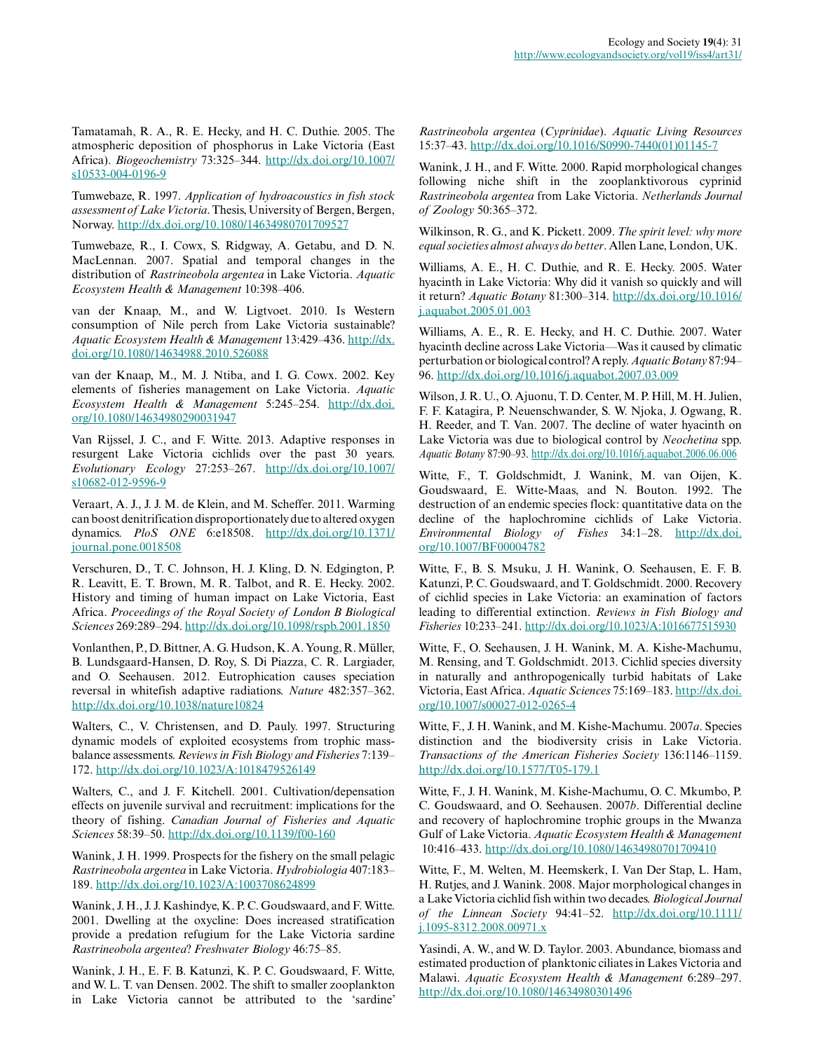Tamatamah, R. A., R. E. Hecky, and H. C. Duthie. 2005. The atmospheric deposition of phosphorus in Lake Victoria (East Africa). *Biogeochemistry* 73:325–344. http://dx.doi.org/10.1007/s10533-004-0196-9

Tumwebaze, R. 1997. *Application of hydroacoustics in fish stock assessment of Lake Victoria*. Thesis, University of Bergen, Bergen, Norway. http://dx.doi.org/10.1080/14634980701709527

Tumwebaze, R., I. Cowx, S. Ridgway, A. Getabu, and D. N. MacLennan. 2007. Spatial and temporal changes in the distribution of *Rastrineobola argentea* in Lake Victoria. *Aquatic Ecosystem Health & Management* 10:398–406.

van der Knaap, M., and W. Ligtvoet. 2010. Is Western consumption of Nile perch from Lake Victoria sustainable? *Aquatic Ecosystem Health & Management* 13:429–436. http://dx.doi.org/10.1080/14634988.2010.526088

van der Knaap, M., M. J. Ntiba, and I. G. Cowx. 2002. Key elements of fisheries management on Lake Victoria. *Aquatic Ecosystem Health & Management* 5:245–254. http://dx.doi.org/10.1080/14634980290031947

Van Rijssel, J. C., and F. Witte. 2013. Adaptive responses in resurgent Lake Victoria cichlids over the past 30 years. *Evolutionary Ecology* 27:253–267. http://dx.doi.org/10.1007/s10682-012-9596-9

Veraart, A. J., J. J. M. de Klein, and M. Scheffer. 2011. Warming can boost denitrification disproportionately due to altered oxygen dynamics. *PloS ONE* 6:e18508. http://dx.doi.org/10.1371/journal.pone.0018508

Verschuren, D., T. C. Johnson, H. J. Kling, D. N. Edgington, P. R. Leavitt, E. T. Brown, M. R. Talbot, and R. E. Hecky. 2002. History and timing of human impact on Lake Victoria, East Africa. *Proceedings of the Royal Society of London B Biological Sciences* 269:289–294. http://dx.doi.org/10.1098/rspb.2001.1850

Vonlanthen, P., D. Bittner, A. G. Hudson, K. A. Young, R. Müller, B. Lundsgaard-Hansen, D. Roy, S. Di Piazza, C. R. Largiader, and O. Seehausen. 2012. Eutrophication causes speciation reversal in whitefish adaptive radiations. *Nature* 482:357–362. http://dx.doi.org/10.1038/nature10824

Walters, C., V. Christensen, and D. Pauly. 1997. Structuring dynamic models of exploited ecosystems from trophic mass-balance assessments. *Reviews in Fish Biology and Fisheries* 7:139–172. http://dx.doi.org/10.1023/A:1018479526149

Walters, C., and J. F. Kitchell. 2001. Cultivation/depensation effects on juvenile survival and recruitment: implications for the theory of fishing. *Canadian Journal of Fisheries and Aquatic Sciences* 58:39–50. http://dx.doi.org/10.1139/f00-160

Wanink, J. H. 1999. Prospects for the fishery on the small pelagic *Rastrineobola argentea* in Lake Victoria. *Hydrobiologia* 407:183–189. http://dx.doi.org/10.1023/A:1003708624899

Wanink, J. H., J. J. Kashindye, K. P. C. Goudswaard, and F. Witte. 2001. Dwelling at the oxycline: Does increased stratification provide a predation refugium for the Lake Victoria sardine *Rastrineobola argentea*? *Freshwater Biology* 46:75–85.

Wanink, J. H., E. F. B. Katunzi, K. P. C. Goudswaard, F. Witte, and W. L. T. van Densen. 2002. The shift to smaller zooplankton in Lake Victoria cannot be attributed to the 'sardine' *Rastrineobola argentea* (*Cyprinidae*). *Aquatic Living Resources* 15:37–43. http://dx.doi.org/10.1016/S0990-7440(01)01145-7

Wanink, J. H., and F. Witte. 2000. Rapid morphological changes following niche shift in the zooplanktivorous cyprinid *Rastrineobola argentea* from Lake Victoria. *Netherlands Journal of Zoology* 50:365–372.

Wilkinson, R. G., and K. Pickett. 2009. *The spirit level: why more equal societies almost always do better*. Allen Lane, London, UK.

Williams, A. E., H. C. Duthie, and R. E. Hecky. 2005. Water hyacinth in Lake Victoria: Why did it vanish so quickly and will it return? *Aquatic Botany* 81:300–314. http://dx.doi.org/10.1016/j.aquabot.2005.01.003

Williams, A. E., R. E. Hecky, and H. C. Duthie. 2007. Water hyacinth decline across Lake Victoria—Was it caused by climatic perturbation or biological control? A reply. *Aquatic Botany* 87:94–96. http://dx.doi.org/10.1016/j.aquabot.2007.03.009

Wilson, J. R. U., O. Ajuonu, T. D. Center, M. P. Hill, M. H. Julien, F. F. Katagira, P. Neuenschwander, S. W. Njoka, J. Ogwang, R. H. Reeder, and T. Van. 2007. The decline of water hyacinth on Lake Victoria was due to biological control by *Neochetina* spp. *Aquatic Botany* 87:90–93. http://dx.doi.org/10.1016/j.aquabot.2006.06.006

Witte, F., T. Goldschmidt, J. Wanink, M. van Oijen, K. Goudswaard, E. Witte-Maas, and N. Bouton. 1992. The destruction of an endemic species flock: quantitative data on the decline of the haplochromine cichlids of Lake Victoria. *Environmental Biology of Fishes* 34:1–28. http://dx.doi.org/10.1007/BF00004782

Witte, F., B. S. Msuku, J. H. Wanink, O. Seehausen, E. F. B. Katunzi, P. C. Goudswaard, and T. Goldschmidt. 2000. Recovery of cichlid species in Lake Victoria: an examination of factors leading to differential extinction. *Reviews in Fish Biology and Fisheries* 10:233–241. http://dx.doi.org/10.1023/A:1016677515930

Witte, F., O. Seehausen, J. H. Wanink, M. A. Kishe-Machumu, M. Rensing, and T. Goldschmidt. 2013. Cichlid species diversity in naturally and anthropogenically turbid habitats of Lake Victoria, East Africa. *Aquatic Sciences* 75:169–183. http://dx.doi.org/10.1007/s00027-012-0265-4

Witte, F., J. H. Wanink, and M. Kishe-Machumu. 2007*a*. Species distinction and the biodiversity crisis in Lake Victoria. *Transactions of the American Fisheries Society* 136:1146–1159. http://dx.doi.org/10.1577/T05-179.1

Witte, F., J. H. Wanink, M. Kishe-Machumu, O. C. Mkumbo, P. C. Goudswaard, and O. Seehausen. 2007*b*. Differential decline and recovery of haplochromine trophic groups in the Mwanza Gulf of Lake Victoria. *Aquatic Ecosystem Health & Management* 10:416–433. http://dx.doi.org/10.1080/14634980701709410

Witte, F., M. Welten, M. Heemskerk, I. Van Der Stap, L. Ham, H. Rutjes, and J. Wanink. 2008. Major morphological changes in a Lake Victoria cichlid fish within two decades. *Biological Journal of the Linnean Society* 94:41–52. http://dx.doi.org/10.1111/j.1095-8312.2008.00971.x

Yasindi, A. W., and W. D. Taylor. 2003. Abundance, biomass and estimated production of planktonic ciliates in Lakes Victoria and Malawi. *Aquatic Ecosystem Health & Management* 6:289–297. http://dx.doi.org/10.1080/14634980301496